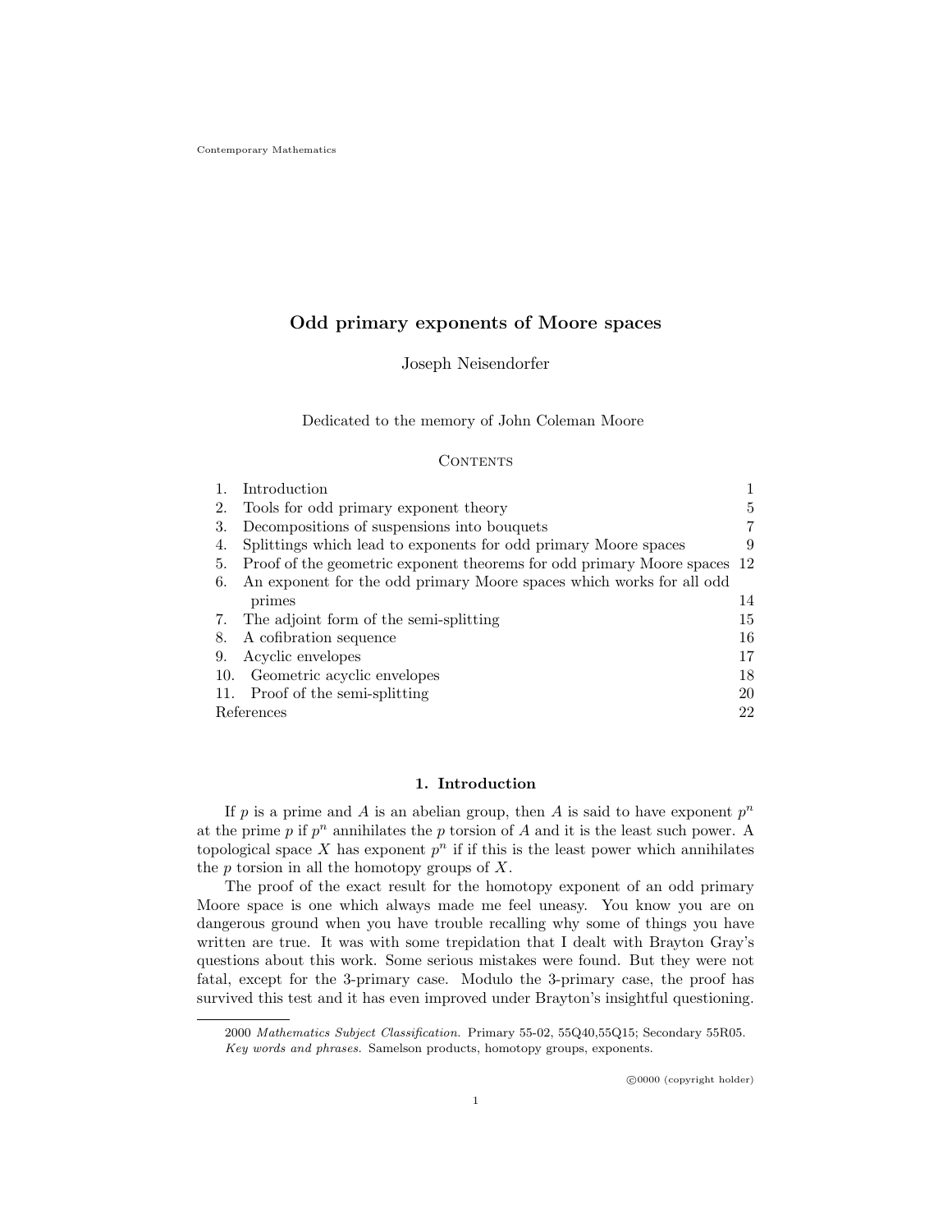Contemporary Mathematics

# Odd primary exponents of Moore spaces

Joseph Neisendorfer

Dedicated to the memory of John Coleman Moore

## Contents

| | | |
|---|---|---|
| 1. | Introduction | 1 |
| 2. | Tools for odd primary exponent theory | 5 |
| 3. | Decompositions of suspensions into bouquets | 7 |
| 4. | Splittings which lead to exponents for odd primary Moore spaces | 9 |
| 5. | Proof of the geometric exponent theorems for odd primary Moore spaces | 12 |
| 6. | An exponent for the odd primary Moore spaces which works for all odd primes | 14 |
| 7. | The adjoint form of the semi-splitting | 15 |
| 8. | A cofibration sequence | 16 |
| 9. | Acyclic envelopes | 17 |
| 10. | Geometric acyclic envelopes | 18 |
| 11. | Proof of the semi-splitting | 20 |
| | References | 22 |

## 1. Introduction

If $p$ is a prime and $A$ is an abelian group, then $A$ is said to have exponent $p^n$ at the prime $p$ if $p^n$ annihilates the $p$ torsion of $A$ and it is the least such power. A topological space $X$ has exponent $p^n$ if if this is the least power which annihilates the $p$ torsion in all the homotopy groups of $X$.

The proof of the exact result for the homotopy exponent of an odd primary Moore space is one which always made me feel uneasy. You know you are on dangerous ground when you have trouble recalling why some of things you have written are true. It was with some trepidation that I dealt with Brayton Gray's questions about this work. Some serious mistakes were found. But they were not fatal, except for the 3-primary case. Modulo the 3-primary case, the proof has survived this test and it has even improved under Brayton's insightful questioning.

2000 *Mathematics Subject Classification.* Primary 55-02, 55Q40,55Q15; Secondary 55R05.

*Key words and phrases.* Samelson products, homotopy groups, exponents.

©0000 (copyright holder)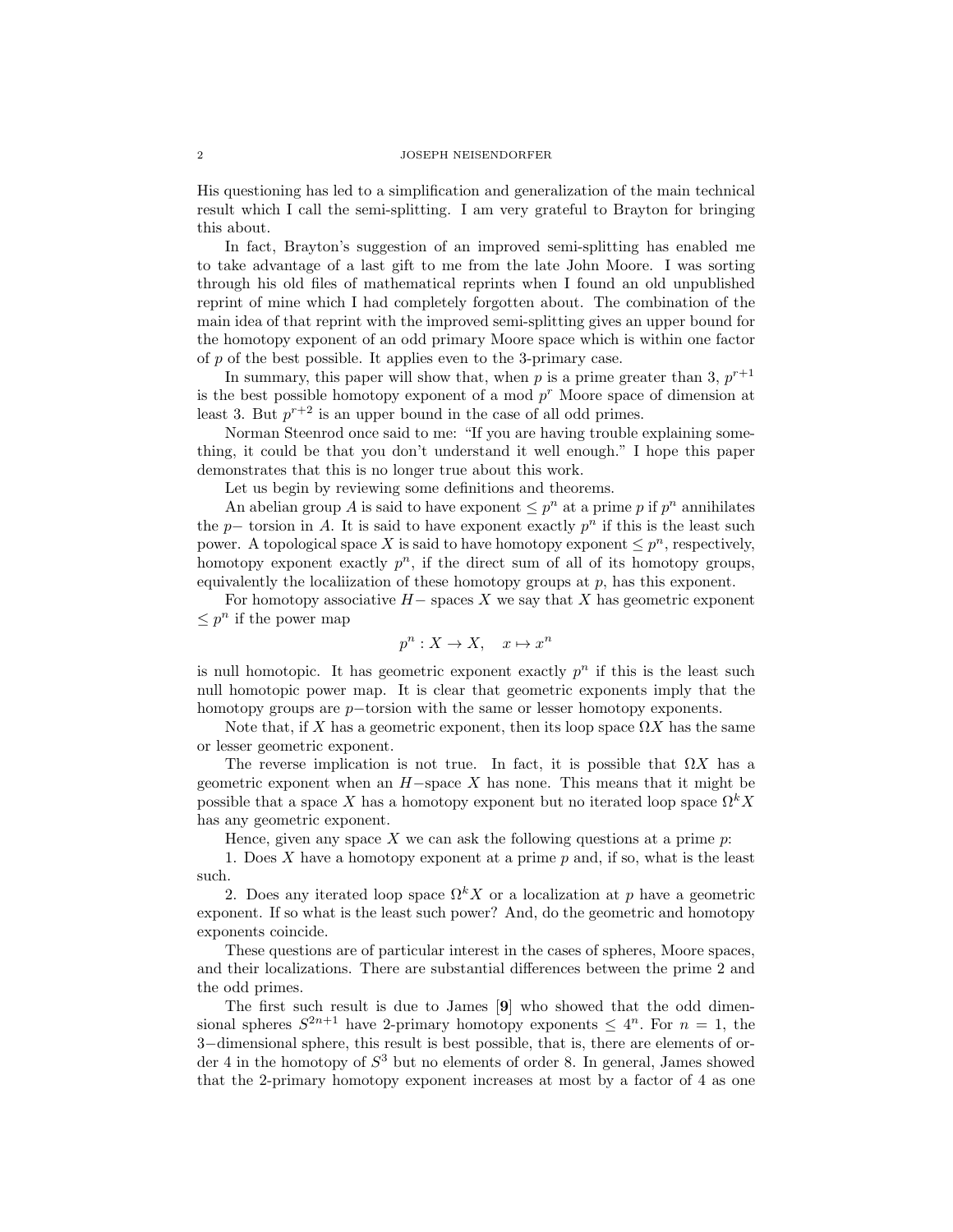His questioning has led to a simplification and generalization of the main technical result which I call the semi-splitting. I am very grateful to Brayton for bringing this about.

In fact, Brayton's suggestion of an improved semi-splitting has enabled me to take advantage of a last gift to me from the late John Moore. I was sorting through his old files of mathematical reprints when I found an old unpublished reprint of mine which I had completely forgotten about. The combination of the main idea of that reprint with the improved semi-splitting gives an upper bound for the homotopy exponent of an odd primary Moore space which is within one factor of $p$ of the best possible. It applies even to the 3-primary case.

In summary, this paper will show that, when $p$ is a prime greater than 3, $p^{r+1}$ is the best possible homotopy exponent of a mod $p^r$ Moore space of dimension at least 3. But $p^{r+2}$ is an upper bound in the case of all odd primes.

Norman Steenrod once said to me: "If you are having trouble explaining something, it could be that you don't understand it well enough." I hope this paper demonstrates that this is no longer true about this work.

Let us begin by reviewing some definitions and theorems.

An abelian group $A$ is said to have exponent $\leq p^n$ at a prime $p$ if $p^n$ annihilates the $p-$ torsion in $A$. It is said to have exponent exactly $p^n$ if this is the least such power. A topological space $X$ is said to have homotopy exponent $\leq p^n$, respectively, homotopy exponent exactly $p^n$, if the direct sum of all of its homotopy groups, equivalently the localiization of these homotopy groups at $p$, has this exponent.

For homotopy associative $H-$ spaces $X$ we say that $X$ has geometric exponent $\leq p^n$ if the power map

$$p^n : X \to X, \quad x \mapsto x^n$$

is null homotopic. It has geometric exponent exactly $p^n$ if this is the least such null homotopic power map. It is clear that geometric exponents imply that the homotopy groups are $p-$torsion with the same or lesser homotopy exponents.

Note that, if $X$ has a geometric exponent, then its loop space $\Omega X$ has the same or lesser geometric exponent.

The reverse implication is not true. In fact, it is possible that $\Omega X$ has a geometric exponent when an $H-$space $X$ has none. This means that it might be possible that a space $X$ has a homotopy exponent but no iterated loop space $\Omega^k X$ has any geometric exponent.

Hence, given any space $X$ we can ask the following questions at a prime $p$:

1. Does $X$ have a homotopy exponent at a prime $p$ and, if so, what is the least such.

2. Does any iterated loop space $\Omega^k X$ or a localization at $p$ have a geometric exponent. If so what is the least such power? And, do the geometric and homotopy exponents coincide.

These questions are of particular interest in the cases of spheres, Moore spaces, and their localizations. There are substantial differences between the prime 2 and the odd primes.

The first such result is due to James [**9**] who showed that the odd dimensional spheres $S^{2n+1}$ have 2-primary homotopy exponents $\leq 4^n$. For $n = 1$, the $3-$dimensional sphere, this result is best possible, that is, there are elements of order 4 in the homotopy of $S^3$ but no elements of order 8. In general, James showed that the 2-primary homotopy exponent increases at most by a factor of 4 as one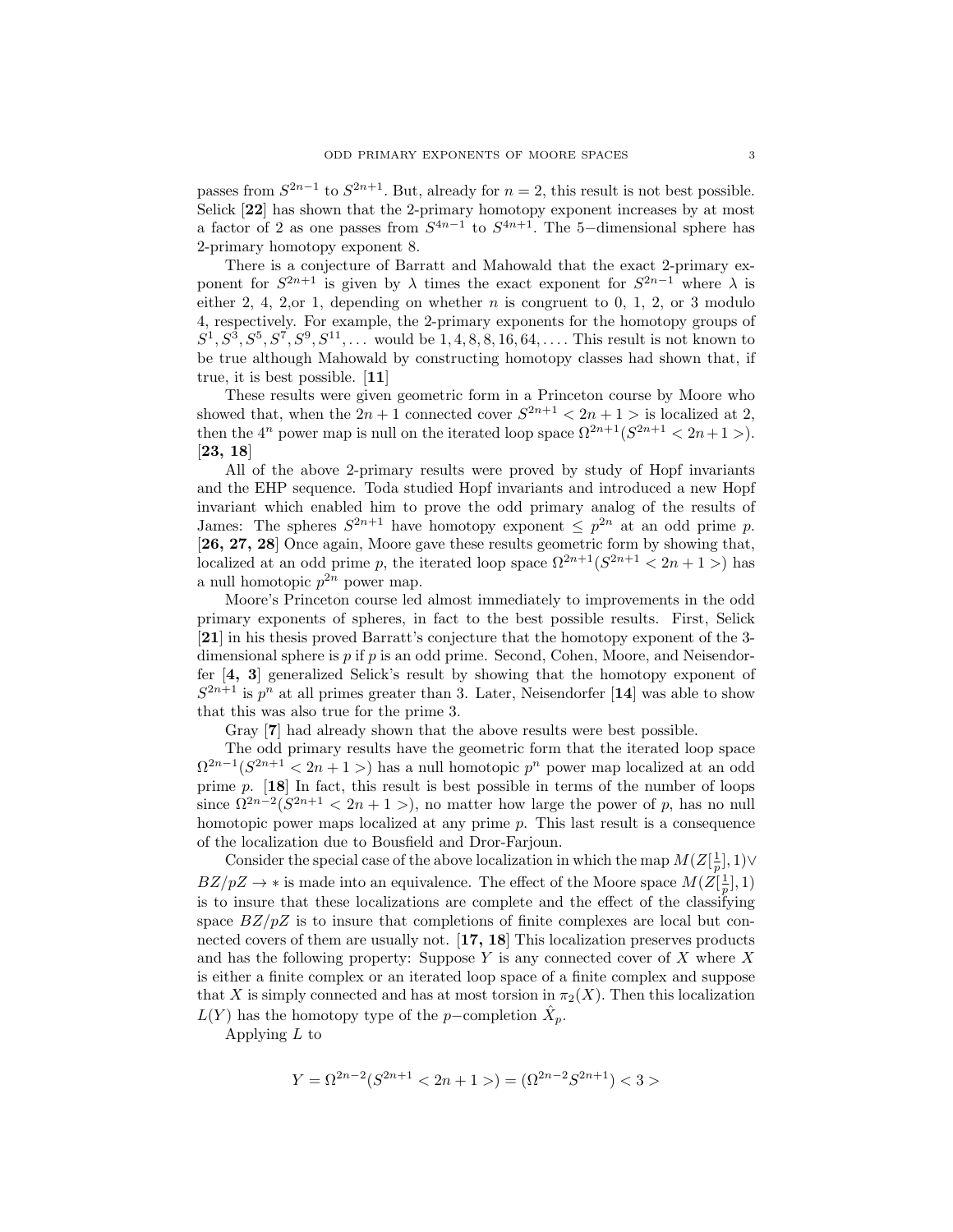passes from $S^{2n-1}$ to $S^{2n+1}$. But, already for $n = 2$, this result is not best possible. Selick [**22**] has shown that the 2-primary homotopy exponent increases by at most a factor of 2 as one passes from $S^{4n-1}$ to $S^{4n+1}$. The 5−dimensional sphere has 2-primary homotopy exponent 8.

There is a conjecture of Barratt and Mahowald that the exact 2-primary exponent for $S^{2n+1}$ is given by $\lambda$ times the exact exponent for $S^{2n-1}$ where $\lambda$ is either 2, 4, 2,or 1, depending on whether $n$ is congruent to 0, 1, 2, or 3 modulo 4, respectively. For example, the 2-primary exponents for the homotopy groups of $S^1, S^3, S^5, S^7, S^9, S^{11}, \ldots$ would be $1, 4, 8, 8, 16, 64, \ldots$. This result is not known to be true although Mahowald by constructing homotopy classes had shown that, if true, it is best possible. [**11**]

These results were given geometric form in a Princeton course by Moore who showed that, when the $2n+1$ connected cover $S^{2n+1} < 2n+1 >$ is localized at 2, then the $4^n$ power map is null on the iterated loop space $\Omega^{2n+1}(S^{2n+1} < 2n+1 >)$. [**23, 18**]

All of the above 2-primary results were proved by study of Hopf invariants and the EHP sequence. Toda studied Hopf invariants and introduced a new Hopf invariant which enabled him to prove the odd primary analog of the results of James: The spheres $S^{2n+1}$ have homotopy exponent $\leq p^{2n}$ at an odd prime $p$. [**26, 27, 28**] Once again, Moore gave these results geometric form by showing that, localized at an odd prime $p$, the iterated loop space $\Omega^{2n+1}(S^{2n+1} < 2n+1 >)$ has a null homotopic $p^{2n}$ power map.

Moore's Princeton course led almost immediately to improvements in the odd primary exponents of spheres, in fact to the best possible results. First, Selick [**21**] in his thesis proved Barratt's conjecture that the homotopy exponent of the 3-dimensional sphere is $p$ if $p$ is an odd prime. Second, Cohen, Moore, and Neisendorfer [**4, 3**] generalized Selick's result by showing that the homotopy exponent of $S^{2n+1}$ is $p^n$ at all primes greater than 3. Later, Neisendorfer [**14**] was able to show that this was also true for the prime 3.

Gray [**7**] had already shown that the above results were best possible.

The odd primary results have the geometric form that the iterated loop space $\Omega^{2n-1}(S^{2n+1} < 2n+1 >)$ has a null homotopic $p^n$ power map localized at an odd prime $p$. [**18**] In fact, this result is best possible in terms of the number of loops since $\Omega^{2n-2}(S^{2n+1} < 2n+1 >)$, no matter how large the power of $p$, has no null homotopic power maps localized at any prime $p$. This last result is a consequence of the localization due to Bousfield and Dror-Farjoun.

Consider the special case of the above localization in which the map $M(Z[\frac{1}{p}], 1) \vee BZ/pZ \to *$ is made into an equivalence. The effect of the Moore space $M(Z[\frac{1}{p}], 1)$ is to insure that these localizations are complete and the effect of the classifying space $BZ/pZ$ is to insure that completions of finite complexes are local but connected covers of them are usually not. [**17, 18**] This localization preserves products and has the following property: Suppose $Y$ is any connected cover of $X$ where $X$ is either a finite complex or an iterated loop space of a finite complex and suppose that $X$ is simply connected and has at most torsion in $\pi_2(X)$. Then this localization $L(Y)$ has the homotopy type of the $p$−completion $\hat{X}_p$.

Applying $L$ to

$$Y = \Omega^{2n-2}(S^{2n+1} < 2n+1 >) = (\Omega^{2n-2}S^{2n+1}) < 3 >$$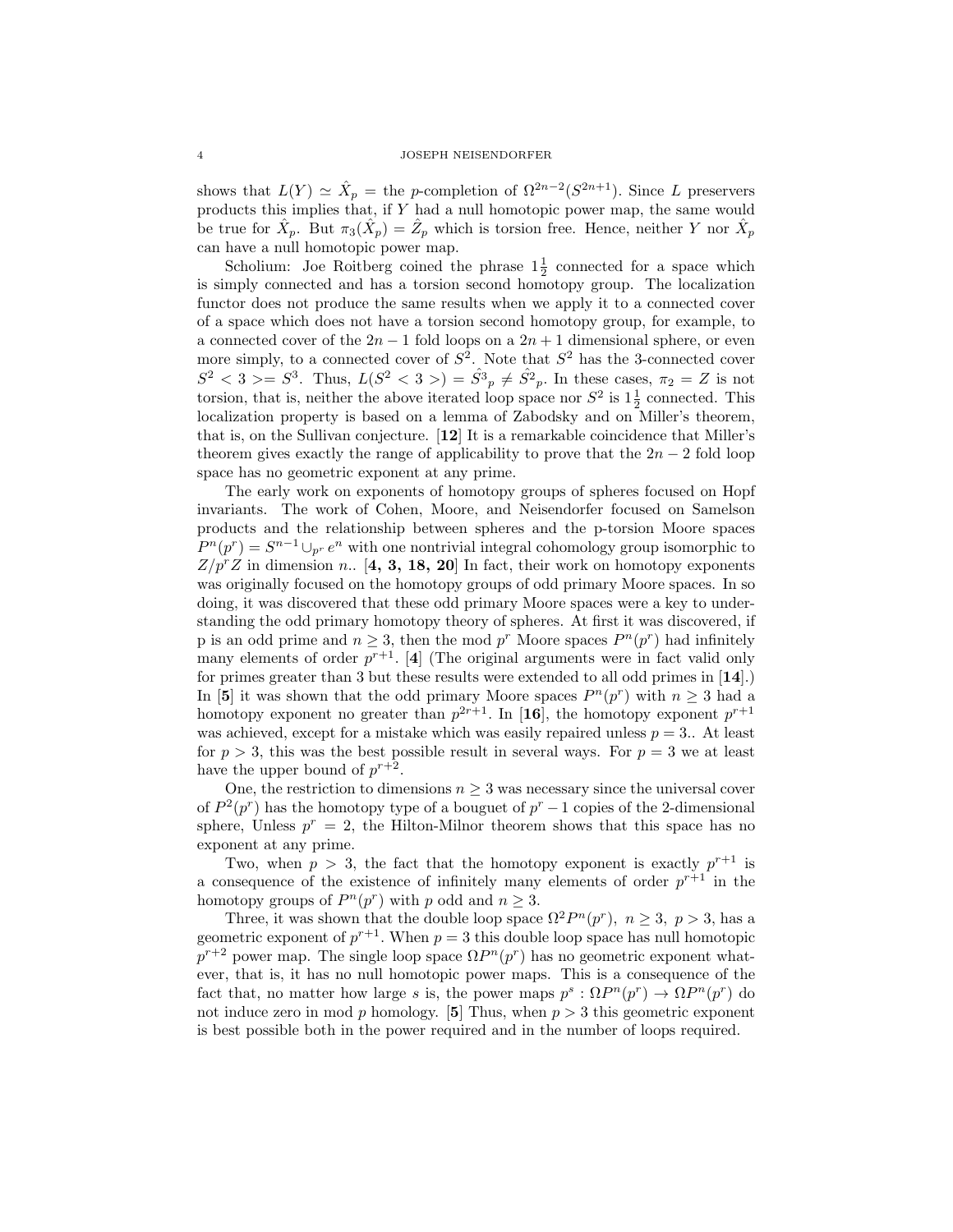shows that $L(Y) \simeq \hat{X}_p$ = the $p$-completion of $\Omega^{2n-2}(S^{2n+1})$. Since $L$ preservers products this implies that, if $Y$ had a null homotopic power map, the same would be true for $\hat{X}_p$. But $\pi_3(\hat{X}_p) = \hat{Z}_p$ which is torsion free. Hence, neither $Y$ nor $\hat{X}_p$ can have a null homotopic power map.

Scholium: Joe Roitberg coined the phrase $1\frac{1}{2}$ connected for a space which is simply connected and has a torsion second homotopy group. The localization functor does not produce the same results when we apply it to a connected cover of a space which does not have a torsion second homotopy group, for example, to a connected cover of the $2n-1$ fold loops on a $2n+1$ dimensional sphere, or even more simply, to a connected cover of $S^2$. Note that $S^2$ has the 3-connected cover $S^2 < 3 >= S^3$. Thus, $L(S^2 < 3 >) = \hat{S^3}_p \neq \hat{S^2}_p$. In these cases, $\pi_2 = Z$ is not torsion, that is, neither the above iterated loop space nor $S^2$ is $1\frac{1}{2}$ connected. This localization property is based on a lemma of Zabodsky and on Miller's theorem, that is, on the Sullivan conjecture. [**12**] It is a remarkable coincidence that Miller's theorem gives exactly the range of applicability to prove that the $2n-2$ fold loop space has no geometric exponent at any prime.

The early work on exponents of homotopy groups of spheres focused on Hopf invariants. The work of Cohen, Moore, and Neisendorfer focused on Samelson products and the relationship between spheres and the p-torsion Moore spaces $P^n(p^r) = S^{n-1} \cup_{p^r} e^n$ with one nontrivial integral cohomology group isomorphic to $Z/p^rZ$ in dimension $n$.. [**4, 3, 18, 20**] In fact, their work on homotopy exponents was originally focused on the homotopy groups of odd primary Moore spaces. In so doing, it was discovered that these odd primary Moore spaces were a key to understanding the odd primary homotopy theory of spheres. At first it was discovered, if p is an odd prime and $n \geq 3$, then the mod $p^r$ Moore spaces $P^n(p^r)$ had infinitely many elements of order $p^{r+1}$. [**4**] (The original arguments were in fact valid only for primes greater than 3 but these results were extended to all odd primes in [**14**].) In [**5**] it was shown that the odd primary Moore spaces $P^n(p^r)$ with $n \geq 3$ had a homotopy exponent no greater than $p^{2r+1}$. In [**16**], the homotopy exponent $p^{r+1}$ was achieved, except for a mistake which was easily repaired unless $p = 3$.. At least for $p > 3$, this was the best possible result in several ways. For $p = 3$ we at least have the upper bound of $p^{r+2}$.

One, the restriction to dimensions $n \geq 3$ was necessary since the universal cover of $P^2(p^r)$ has the homotopy type of a bouguet of $p^r - 1$ copies of the 2-dimensional sphere, Unless $p^r = 2$, the Hilton-Milnor theorem shows that this space has no exponent at any prime.

Two, when $p > 3$, the fact that the homotopy exponent is exactly $p^{r+1}$ is a consequence of the existence of infinitely many elements of order $p^{r+1}$ in the homotopy groups of $P^n(p^r)$ with $p$ odd and $n \geq 3$.

Three, it was shown that the double loop space $\Omega^2 P^n(p^r)$, $n \geq 3$, $p > 3$, has a geometric exponent of $p^{r+1}$. When $p = 3$ this double loop space has null homotopic $p^{r+2}$ power map. The single loop space $\Omega P^n(p^r)$ has no geometric exponent whatever, that is, it has no null homotopic power maps. This is a consequence of the fact that, no matter how large $s$ is, the power maps $p^s : \Omega P^n(p^r) \to \Omega P^n(p^r)$ do not induce zero in mod $p$ homology. [**5**] Thus, when $p > 3$ this geometric exponent is best possible both in the power required and in the number of loops required.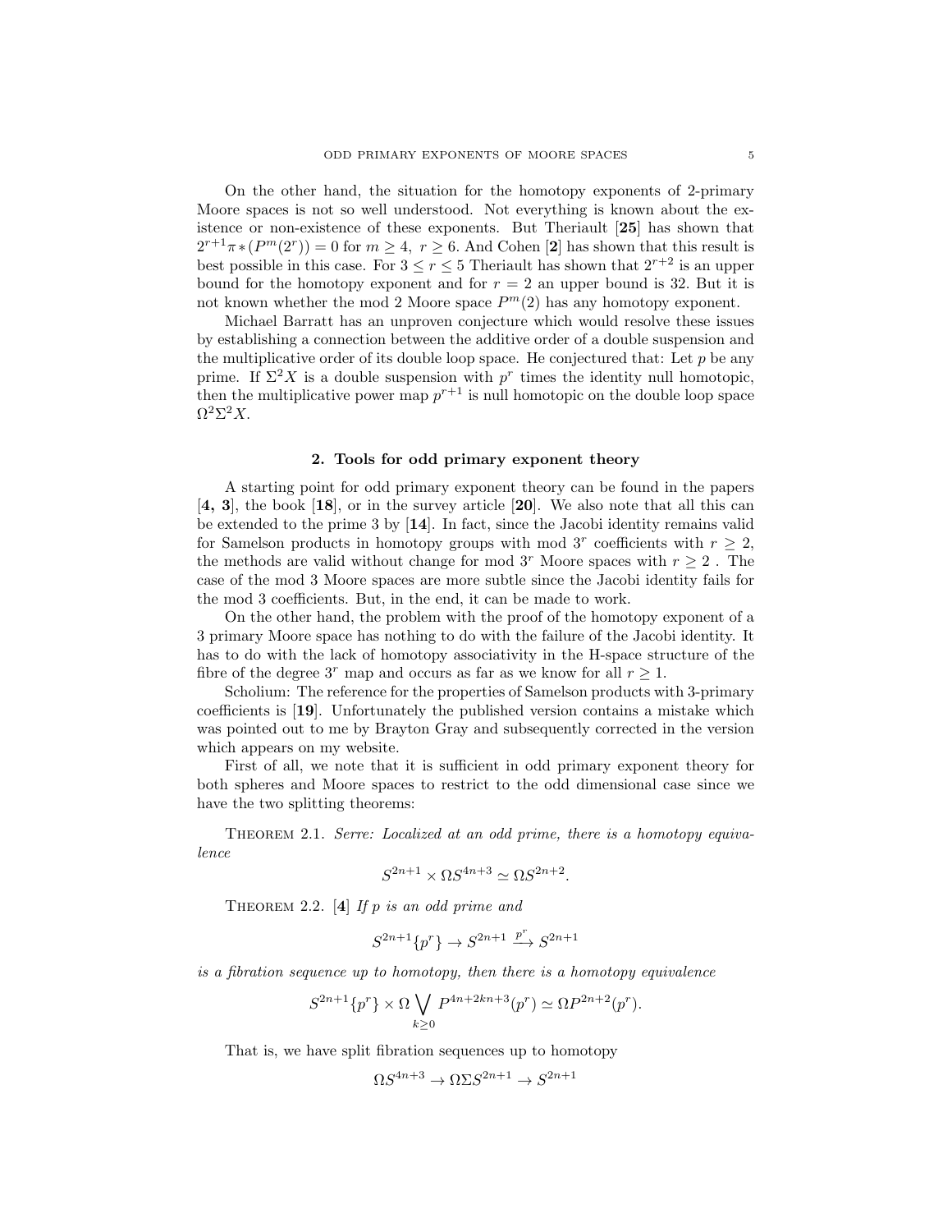On the other hand, the situation for the homotopy exponents of 2-primary Moore spaces is not so well understood. Not everything is known about the existence or non-existence of these exponents. But Theriault [**25**] has shown that $2^{r+1}\pi*(P^m(2^r)) = 0$ for $m \geq 4,\ r \geq 6$. And Cohen [**2**] has shown that this result is best possible in this case. For $3 \leq r \leq 5$ Theriault has shown that $2^{r+2}$ is an upper bound for the homotopy exponent and for $r = 2$ an upper bound is 32. But it is not known whether the mod 2 Moore space $P^m(2)$ has any homotopy exponent.

Michael Barratt has an unproven conjecture which would resolve these issues by establishing a connection between the additive order of a double suspension and the multiplicative order of its double loop space. He conjectured that: Let $p$ be any prime. If $\Sigma^2 X$ is a double suspension with $p^r$ times the identity null homotopic, then the multiplicative power map $p^{r+1}$ is null homotopic on the double loop space $\Omega^2\Sigma^2 X$.

## 2. Tools for odd primary exponent theory

A starting point for odd primary exponent theory can be found in the papers [**4, 3**], the book [**18**], or in the survey article [**20**]. We also note that all this can be extended to the prime 3 by [**14**]. In fact, since the Jacobi identity remains valid for Samelson products in homotopy groups with mod $3^r$ coefficients with $r \geq 2$, the methods are valid without change for mod $3^r$ Moore spaces with $r \geq 2$ . The case of the mod 3 Moore spaces are more subtle since the Jacobi identity fails for the mod 3 coefficients. But, in the end, it can be made to work.

On the other hand, the problem with the proof of the homotopy exponent of a 3 primary Moore space has nothing to do with the failure of the Jacobi identity. It has to do with the lack of homotopy associativity in the H-space structure of the fibre of the degree $3^r$ map and occurs as far as we know for all $r \geq 1$.

Scholium: The reference for the properties of Samelson products with 3-primary coefficients is [**19**]. Unfortunately the published version contains a mistake which was pointed out to me by Brayton Gray and subsequently corrected in the version which appears on my website.

First of all, we note that it is sufficient in odd primary exponent theory for both spheres and Moore spaces to restrict to the odd dimensional case since we have the two splitting theorems:

Theorem 2.1. *Serre: Localized at an odd prime, there is a homotopy equivalence*

$$S^{2n+1} \times \Omega S^{4n+3} \simeq \Omega S^{2n+2}.$$

Theorem 2.2. [**4**] *If $p$ is an odd prime and*

$$S^{2n+1}\{p^r\} \to S^{2n+1} \xrightarrow{p^r} S^{2n+1}$$

*is a fibration sequence up to homotopy, then there is a homotopy equivalence*

$$S^{2n+1}\{p^r\} \times \Omega \bigvee_{k\geq 0} P^{4n+2kn+3}(p^r) \simeq \Omega P^{2n+2}(p^r).$$

That is, we have split fibration sequences up to homotopy

$$\Omega S^{4n+3} \to \Omega\Sigma S^{2n+1} \to S^{2n+1}$$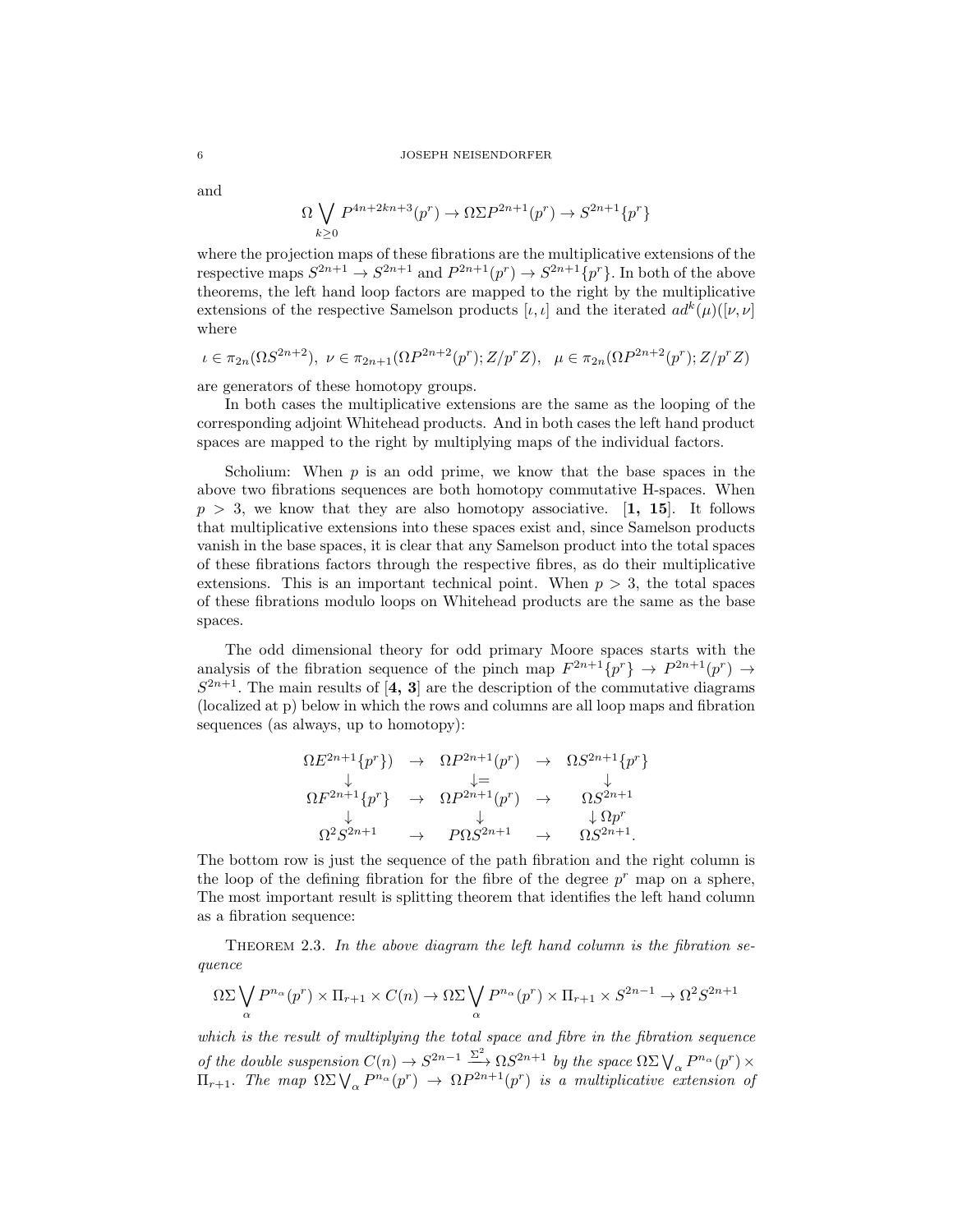and

$$\Omega \bigvee_{k\geq 0} P^{4n+2kn+3}(p^r) \to \Omega\Sigma P^{2n+1}(p^r) \to S^{2n+1}\{p^r\}$$

where the projection maps of these fibrations are the multiplicative extensions of the respective maps $S^{2n+1} \to S^{2n+1}$ and $P^{2n+1}(p^r) \to S^{2n+1}\{p^r\}$. In both of the above theorems, the left hand loop factors are mapped to the right by the multiplicative extensions of the respective Samelson products $[\iota, \iota]$ and the iterated $ad^k(\mu)([\nu, \nu]$ where

$$\iota \in \pi_{2n}(\Omega S^{2n+2}),\ \nu \in \pi_{2n+1}(\Omega P^{2n+2}(p^r); Z/p^r Z),\ \ \mu \in \pi_{2n}(\Omega P^{2n+2}(p^r); Z/p^r Z)$$

are generators of these homotopy groups.

In both cases the multiplicative extensions are the same as the looping of the corresponding adjoint Whitehead products. And in both cases the left hand product spaces are mapped to the right by multiplying maps of the individual factors.

Scholium: When $p$ is an odd prime, we know that the base spaces in the above two fibrations sequences are both homotopy commutative H-spaces. When $p > 3$, we know that they are also homotopy associative. [**1, 15**]. It follows that multiplicative extensions into these spaces exist and, since Samelson products vanish in the base spaces, it is clear that any Samelson product into the total spaces of these fibrations factors through the respective fibres, as do their multiplicative extensions. This is an important technical point. When $p > 3$, the total spaces of these fibrations modulo loops on Whitehead products are the same as the base spaces.

The odd dimensional theory for odd primary Moore spaces starts with the analysis of the fibration sequence of the pinch map $F^{2n+1}\{p^r\} \to P^{2n+1}(p^r) \to S^{2n+1}$. The main results of [**4, 3**] are the description of the commutative diagrams (localized at p) below in which the rows and columns are all loop maps and fibration sequences (as always, up to homotopy):

$$\begin{array}{ccccc}
\Omega E^{2n+1}\{p^r\}) & \to & \Omega P^{2n+1}(p^r) & \to & \Omega S^{2n+1}\{p^r\} \\
\downarrow & & \downarrow = & & \downarrow \\
\Omega F^{2n+1}\{p^r\} & \to & \Omega P^{2n+1}(p^r) & \to & \Omega S^{2n+1} \\
\downarrow & & \downarrow & & \downarrow \Omega p^r \\
\Omega^2 S^{2n+1} & \to & P\Omega S^{2n+1} & \to & \Omega S^{2n+1}.
\end{array}$$

The bottom row is just the sequence of the path fibration and the right column is the loop of the defining fibration for the fibre of the degree $p^r$ map on a sphere, The most important result is splitting theorem that identifies the left hand column as a fibration sequence:

Theorem 2.3. *In the above diagram the left hand column is the fibration sequence*

$$\Omega\Sigma \bigvee_\alpha P^{n_\alpha}(p^r) \times \Pi_{r+1} \times C(n) \to \Omega\Sigma \bigvee_\alpha P^{n_\alpha}(p^r) \times \Pi_{r+1} \times S^{2n-1} \to \Omega^2 S^{2n+1}$$

*which is the result of multiplying the total space and fibre in the fibration sequence of the double suspension $C(n) \to S^{2n-1} \xrightarrow{\Sigma^2} \Omega S^{2n+1}$ by the space $\Omega\Sigma \bigvee_\alpha P^{n_\alpha}(p^r) \times \Pi_{r+1}$. The map $\Omega\Sigma \bigvee_\alpha P^{n_\alpha}(p^r) \to \Omega P^{2n+1}(p^r)$ is a multiplicative extension of*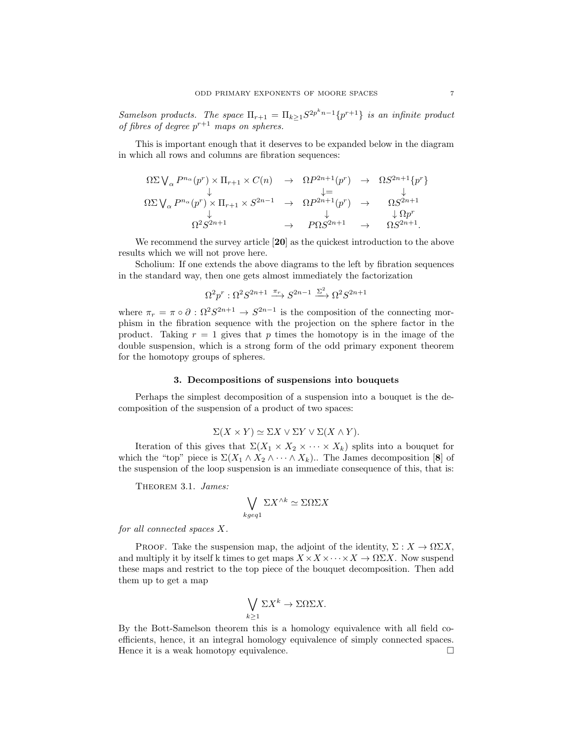*Samelson products. The space $\Pi_{r+1} = \Pi_{k\geq 1} S^{2p^k n-1}\{p^{r+1}\}$ is an infinite product of fibres of degree $p^{r+1}$ maps on spheres.*

This is important enough that it deserves to be expanded below in the diagram in which all rows and columns are fibration sequences:

$$
\begin{array}{ccccc}
\Omega\Sigma \bigvee_\alpha P^{n_\alpha}(p^r) \times \Pi_{r+1} \times C(n) & \to & \Omega P^{2n+1}(p^r) & \to & \Omega S^{2n+1}\{p^r\} \\
\downarrow & & \downarrow = & & \downarrow \\
\Omega\Sigma \bigvee_\alpha P^{n_\alpha}(p^r) \times \Pi_{r+1} \times S^{2n-1} & \to & \Omega P^{2n+1}(p^r) & \to & \Omega S^{2n+1} \\
\downarrow & & \downarrow & & \downarrow \Omega p^r \\
\Omega^2 S^{2n+1} & \to & P\Omega S^{2n+1} & \to & \Omega S^{2n+1}.
\end{array}
$$

We recommend the survey article [**20**] as the quickest introduction to the above results which we will not prove here.

Scholium: If one extends the above diagrams to the left by fibration sequences in the standard way, then one gets almost immediately the factorization

$$\Omega^2 p^r : \Omega^2 S^{2n+1} \xrightarrow{\pi_r} S^{2n-1} \xrightarrow{\Sigma^2} \Omega^2 S^{2n+1}$$

where $\pi_r = \pi \circ \partial : \Omega^2 S^{2n+1} \to S^{2n-1}$ is the composition of the connecting morphism in the fibration sequence with the projection on the sphere factor in the product. Taking $r = 1$ gives that $p$ times the homotopy is in the image of the double suspension, which is a strong form of the odd primary exponent theorem for the homotopy groups of spheres.

### 3. Decompositions of suspensions into bouquets

Perhaps the simplest decomposition of a suspension into a bouquet is the decomposition of the suspension of a product of two spaces:

$$\Sigma(X \times Y) \simeq \Sigma X \vee \Sigma Y \vee \Sigma(X \wedge Y).$$

Iteration of this gives that $\Sigma(X_1 \times X_2 \times \cdots \times X_k)$ splits into a bouquet for which the "top" piece is $\Sigma(X_1 \wedge X_2 \wedge \cdots \wedge X_k)$.. The James decomposition [**8**] of the suspension of the loop suspension is an immediate consequence of this, that is:

Theorem 3.1. *James:*

$$\bigvee_{kgeq1} \Sigma X^{\wedge k} \simeq \Sigma\Omega\Sigma X$$

*for all connected spaces $X$.*

Proof. Take the suspension map, the adjoint of the identity, $\Sigma : X \to \Omega\Sigma X$, and multiply it by itself k times to get maps $X \times X \times \cdots \times X \to \Omega\Sigma X$. Now suspend these maps and restrict to the top piece of the bouquet decomposition. Then add them up to get a map

$$\bigvee_{k\geq 1} \Sigma X^k \to \Sigma\Omega\Sigma X.$$

By the Bott-Samelson theorem this is a homology equivalence with all field coefficients, hence, it an integral homology equivalence of simply connected spaces. Hence it is a weak homotopy equivalence. □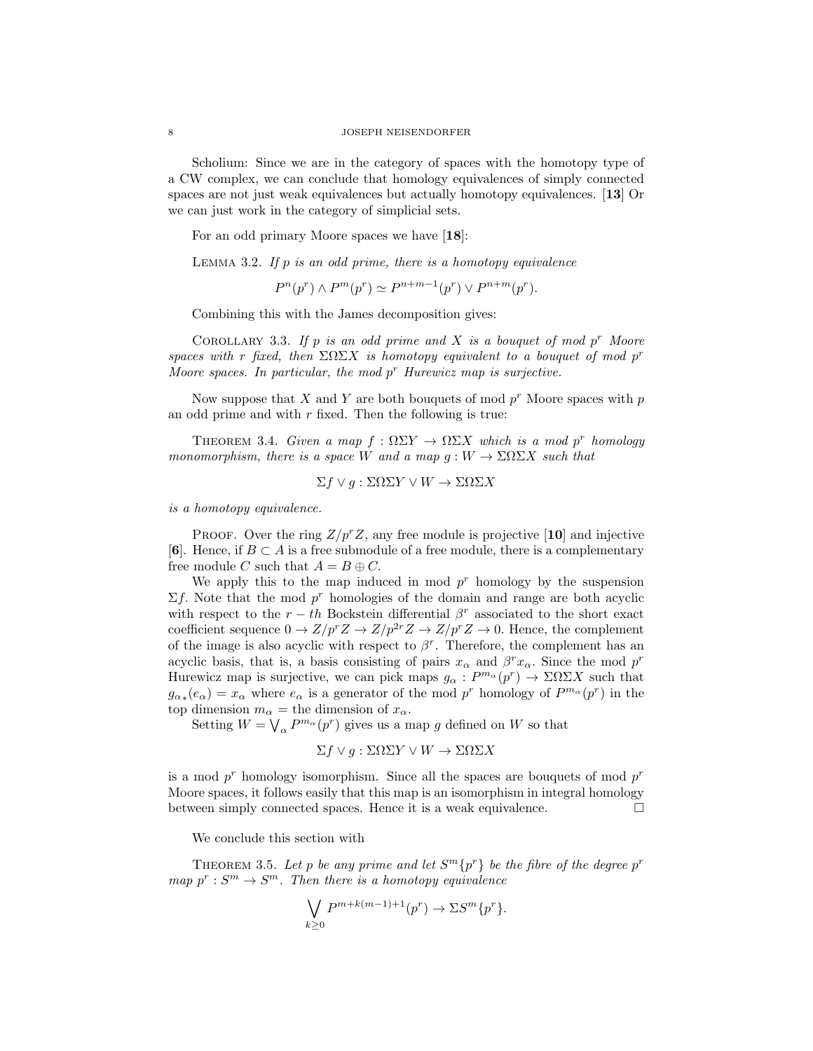Scholium: Since we are in the category of spaces with the homotopy type of a CW complex, we can conclude that homology equivalences of simply connected spaces are not just weak equivalences but actually homotopy equivalences. [**13**] Or we can just work in the category of simplicial sets.

For an odd primary Moore spaces we have [**18**]:

Lemma 3.2. *If $p$ is an odd prime, there is a homotopy equivalence*

$$P^n(p^r) \wedge P^m(p^r) \simeq P^{n+m-1}(p^r) \vee P^{n+m}(p^r).$$

Combining this with the James decomposition gives:

Corollary 3.3. *If $p$ is an odd prime and $X$ is a bouquet of mod $p^r$ Moore spaces with $r$ fixed, then $\Sigma\Omega\Sigma X$ is homotopy equivalent to a bouquet of mod $p^r$ Moore spaces. In particular, the mod $p^r$ Hurewicz map is surjective.*

Now suppose that $X$ and $Y$ are both bouquets of mod $p^r$ Moore spaces with $p$ an odd prime and with $r$ fixed. Then the following is true:

Theorem 3.4. *Given a map $f : \Omega\Sigma Y \to \Omega\Sigma X$ which is a mod $p^r$ homology monomorphism, there is a space $W$ and a map $g : W \to \Sigma\Omega\Sigma X$ such that*

$$\Sigma f \vee g : \Sigma\Omega\Sigma Y \vee W \to \Sigma\Omega\Sigma X$$

*is a homotopy equivalence.*

Proof. Over the ring $Z/p^rZ$, any free module is projective [**10**] and injective [**6**]. Hence, if $B \subset A$ is a free submodule of a free module, there is a complementary free module $C$ such that $A = B \oplus C$.

We apply this to the map induced in mod $p^r$ homology by the suspension $\Sigma f$. Note that the mod $p^r$ homologies of the domain and range are both acyclic with respect to the $r-th$ Bockstein differential $\beta^r$ associated to the short exact coefficient sequence $0 \to Z/p^rZ \to Z/p^{2r}Z \to Z/p^rZ \to 0$. Hence, the complement of the image is also acyclic with respect to $\beta^r$. Therefore, the complement has an acyclic basis, that is, a basis consisting of pairs $x_\alpha$ and $\beta^r x_\alpha$. Since the mod $p^r$ Hurewicz map is surjective, we can pick maps $g_\alpha : P^{m_\alpha}(p^r) \to \Sigma\Omega\Sigma X$ such that $g_{\alpha*}(e_\alpha) = x_\alpha$ where $e_\alpha$ is a generator of the mod $p^r$ homology of $P^{m_\alpha}(p^r)$ in the top dimension $m_\alpha =$ the dimension of $x_\alpha$.

Setting $W = \bigvee_\alpha P^{m_\alpha}(p^r)$ gives us a map $g$ defined on $W$ so that

$$\Sigma f \vee g : \Sigma\Omega\Sigma Y \vee W \to \Sigma\Omega\Sigma X$$

is a mod $p^r$ homology isomorphism. Since all the spaces are bouquets of mod $p^r$ Moore spaces, it follows easily that this map is an isomorphism in integral homology between simply connected spaces. Hence it is a weak equivalence. □

We conclude this section with

Theorem 3.5. *Let $p$ be any prime and let $S^m\{p^r\}$ be the fibre of the degree $p^r$ map $p^r : S^m \to S^m$. Then there is a homotopy equivalence*

$$\bigvee_{k \geq 0} P^{m+k(m-1)+1}(p^r) \to \Sigma S^m\{p^r\}.$$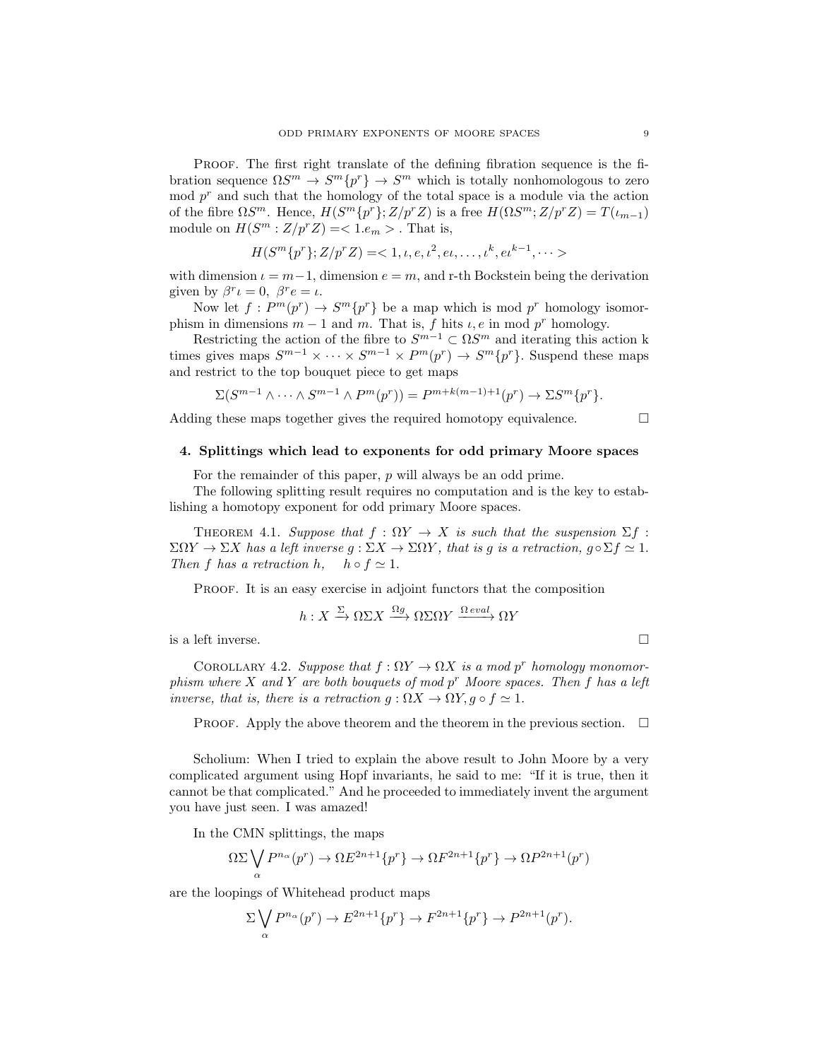PROOF. The first right translate of the defining fibration sequence is the fibration sequence $\Omega S^m \to S^m\{p^r\} \to S^m$ which is totally nonhomologous to zero mod $p^r$ and such that the homology of the total space is a module via the action of the fibre $\Omega S^m$. Hence, $H(S^m\{p^r\}; Z/p^r Z)$ is a free $H(\Omega S^m; Z/p^r Z) = T(\iota_{m-1})$ module on $H(S^m : Z/p^r Z) = < 1.e_m >$ . That is,

$$H(S^m\{p^r\}; Z/p^r Z) = < 1, \iota, e, \iota^2, e\iota, \ldots, \iota^k, e\iota^{k-1}, \cdots >$$

with dimension $\iota = m-1$, dimension $e = m$, and r-th Bockstein being the derivation given by $\beta^r \iota = 0,\ \beta^r e = \iota$.

Now let $f : P^m(p^r) \to S^m\{p^r\}$ be a map which is mod $p^r$ homology isomorphism in dimensions $m-1$ and $m$. That is, $f$ hits $\iota, e$ in mod $p^r$ homology.

Restricting the action of the fibre to $S^{m-1} \subset \Omega S^m$ and iterating this action k times gives maps $S^{m-1} \times \cdots \times S^{m-1} \times P^m(p^r) \to S^m\{p^r\}$. Suspend these maps and restrict to the top bouquet piece to get maps

$$\Sigma(S^{m-1} \wedge \cdots \wedge S^{m-1} \wedge P^m(p^r)) = P^{m+k(m-1)+1}(p^r) \to \Sigma S^m\{p^r\}.$$

Adding these maps together gives the required homotopy equivalence. □

## 4. Splittings which lead to exponents for odd primary Moore spaces

For the remainder of this paper, $p$ will always be an odd prime.

The following splitting result requires no computation and is the key to establishing a homotopy exponent for odd primary Moore spaces.

THEOREM 4.1. *Suppose that $f : \Omega Y \to X$ is such that the suspension $\Sigma f : \Sigma\Omega Y \to \Sigma X$ has a left inverse $g : \Sigma X \to \Sigma\Omega Y$, that is $g$ is a retraction, $g \circ \Sigma f \simeq 1$. Then $f$ has a retraction $h$, $\quad h \circ f \simeq 1$.*

PROOF. It is an easy exercise in adjoint functors that the composition

$$h : X \xrightarrow{\Sigma} \Omega\Sigma X \xrightarrow{\Omega g} \Omega\Sigma\Omega Y \xrightarrow{\Omega\, eval} \Omega Y$$

is a left inverse. □

COROLLARY 4.2. *Suppose that $f : \Omega Y \to \Omega X$ is a mod $p^r$ homology monomorphism where $X$ and $Y$ are both bouquets of mod $p^r$ Moore spaces. Then $f$ has a left inverse, that is, there is a retraction $g : \Omega X \to \Omega Y, g \circ f \simeq 1$.*

PROOF. Apply the above theorem and the theorem in the previous section. □

Scholium: When I tried to explain the above result to John Moore by a very complicated argument using Hopf invariants, he said to me: "If it is true, then it cannot be that complicated." And he proceeded to immediately invent the argument you have just seen. I was amazed!

In the CMN splittings, the maps

$$\Omega\Sigma \bigvee_\alpha P^{n_\alpha}(p^r) \to \Omega E^{2n+1}\{p^r\} \to \Omega F^{2n+1}\{p^r\} \to \Omega P^{2n+1}(p^r)$$

are the loopings of Whitehead product maps

$$\Sigma \bigvee_\alpha P^{n_\alpha}(p^r) \to E^{2n+1}\{p^r\} \to F^{2n+1}\{p^r\} \to P^{2n+1}(p^r).$$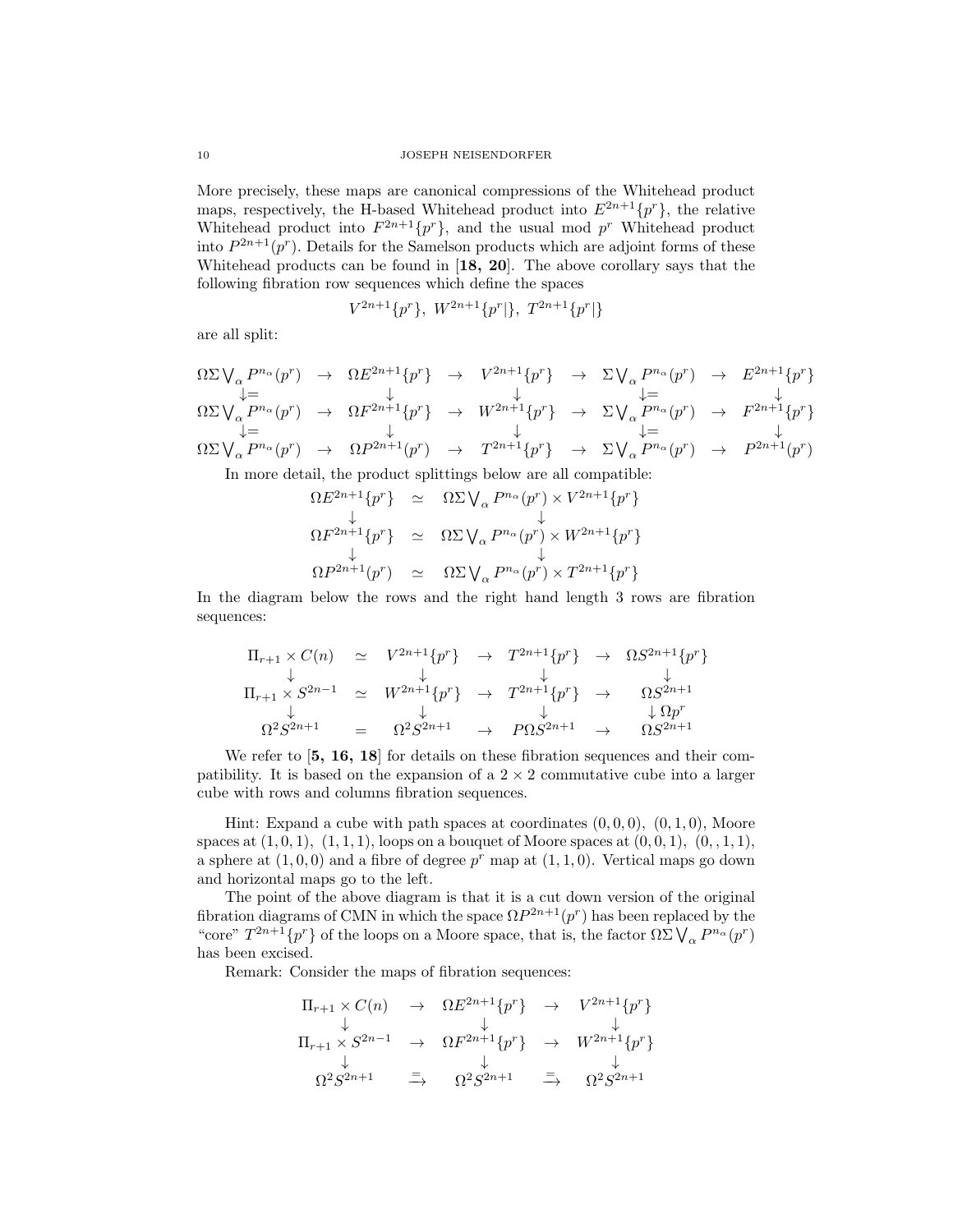More precisely, these maps are canonical compressions of the Whitehead product maps, respectively, the H-based Whitehead product into $E^{2n+1}\{p^r\}$, the relative Whitehead product into $F^{2n+1}\{p^r\}$, and the usual mod $p^r$ Whitehead product into $P^{2n+1}(p^r)$. Details for the Samelson products which are adjoint forms of these Whitehead products can be found in [**18, 20**]. The above corollary says that the following fibration row sequences which define the spaces

$$V^{2n+1}\{p^r\},\ W^{2n+1}\{p^r|\},\ T^{2n+1}\{p^r|\}$$

are all split:

$$\begin{array}{ccccccccc}
\Omega\Sigma\bigvee_\alpha P^{n_\alpha}(p^r) & \to & \Omega E^{2n+1}\{p^r\} & \to & V^{2n+1}\{p^r\} & \to & \Sigma\bigvee_\alpha P^{n_\alpha}(p^r) & \to & E^{2n+1}\{p^r\} \\
\downarrow = & & \downarrow & & \downarrow & & \downarrow = & & \downarrow \\
\Omega\Sigma\bigvee_\alpha P^{n_\alpha}(p^r) & \to & \Omega F^{2n+1}\{p^r\} & \to & W^{2n+1}\{p^r\} & \to & \Sigma\bigvee_\alpha P^{n_\alpha}(p^r) & \to & F^{2n+1}\{p^r\} \\
\downarrow = & & \downarrow & & \downarrow & & \downarrow = & & \downarrow \\
\Omega\Sigma\bigvee_\alpha P^{n_\alpha}(p^r) & \to & \Omega P^{2n+1}(p^r) & \to & T^{2n+1}\{p^r\} & \to & \Sigma\bigvee_\alpha P^{n_\alpha}(p^r) & \to & P^{2n+1}(p^r)
\end{array}$$

In more detail, the product splittings below are all compatible:

$$\begin{array}{ccc}
\Omega E^{2n+1}\{p^r\} & \simeq & \Omega\Sigma\bigvee_\alpha P^{n_\alpha}(p^r) \times V^{2n+1}\{p^r\} \\
\downarrow & & \downarrow \\
\Omega F^{2n+1}\{p^r\} & \simeq & \Omega\Sigma\bigvee_\alpha P^{n_\alpha}(p^r) \times W^{2n+1}\{p^r\} \\
\downarrow & & \downarrow \\
\Omega P^{2n+1}(p^r) & \simeq & \Omega\Sigma\bigvee_\alpha P^{n_\alpha}(p^r) \times T^{2n+1}\{p^r\}
\end{array}$$

In the diagram below the rows and the right hand length 3 rows are fibration sequences:

$$\begin{array}{ccccccc}
\Pi_{r+1}\times C(n) & \simeq & V^{2n+1}\{p^r\} & \to & T^{2n+1}\{p^r\} & \to & \Omega S^{2n+1}\{p^r\} \\
\downarrow & & \downarrow & & \downarrow & & \downarrow \\
\Pi_{r+1}\times S^{2n-1} & \simeq & W^{2n+1}\{p^r\} & \to & T^{2n+1}\{p^r\} & \to & \Omega S^{2n+1} \\
\downarrow & & \downarrow & & \downarrow & & \downarrow \Omega p^r \\
\Omega^2 S^{2n+1} & = & \Omega^2 S^{2n+1} & \to & P\Omega S^{2n+1} & \to & \Omega S^{2n+1}
\end{array}$$

We refer to [**5, 16, 18**] for details on these fibration sequences and their compatibility. It is based on the expansion of a $2\times 2$ commutative cube into a larger cube with rows and columns fibration sequences.

Hint: Expand a cube with path spaces at coordinates $(0,0,0)$, $(0,1,0)$, Moore spaces at $(1,0,1)$, $(1,1,1)$, loops on a bouquet of Moore spaces at $(0,0,1)$, $(0,,1,1)$, a sphere at $(1,0,0)$ and a fibre of degree $p^r$ map at $(1,1,0)$. Vertical maps go down and horizontal maps go to the left.

The point of the above diagram is that it is a cut down version of the original fibration diagrams of CMN in which the space $\Omega P^{2n+1}(p^r)$ has been replaced by the "core" $T^{2n+1}\{p^r\}$ of the loops on a Moore space, that is, the factor $\Omega\Sigma\bigvee_\alpha P^{n_\alpha}(p^r)$ has been excised.

Remark: Consider the maps of fibration sequences:

$$\begin{array}{ccccc}
\Pi_{r+1}\times C(n) & \to & \Omega E^{2n+1}\{p^r\} & \to & V^{2n+1}\{p^r\} \\
\downarrow & & \downarrow & & \downarrow \\
\Pi_{r+1}\times S^{2n-1} & \to & \Omega F^{2n+1}\{p^r\} & \to & W^{2n+1}\{p^r\} \\
\downarrow & & \downarrow & & \downarrow \\
\Omega^2 S^{2n+1} & \xrightarrow{=} & \Omega^2 S^{2n+1} & \xrightarrow{=} & \Omega^2 S^{2n+1}
\end{array}$$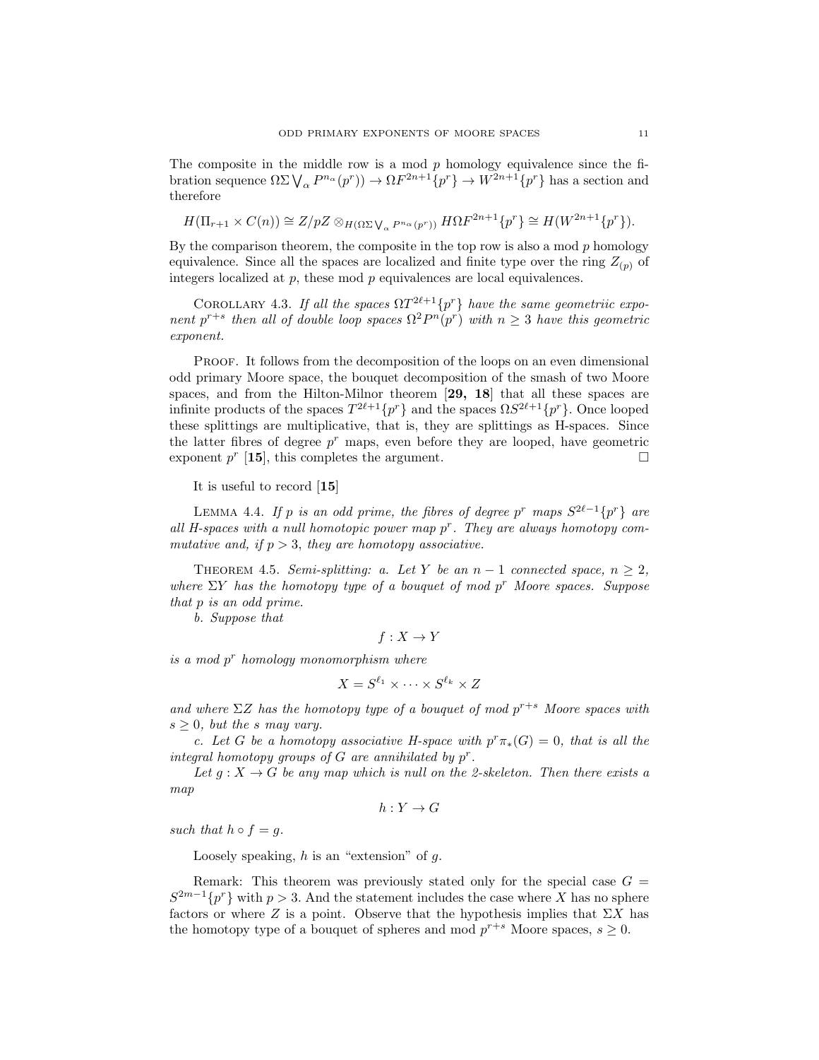The composite in the middle row is a mod $p$ homology equivalence since the fibration sequence $\Omega\Sigma \bigvee_\alpha P^{n_\alpha}(p^r)) \to \Omega F^{2n+1}\{p^r\} \to W^{2n+1}\{p^r\}$ has a section and therefore

$$H(\Pi_{r+1} \times C(n)) \cong Z/pZ \otimes_{H(\Omega\Sigma \bigvee_\alpha P^{n_\alpha}(p^r))} H\Omega F^{2n+1}\{p^r\} \cong H(W^{2n+1}\{p^r\}).$$

By the comparison theorem, the composite in the top row is also a mod $p$ homology equivalence. Since all the spaces are localized and finite type over the ring $Z_{(p)}$ of integers localized at $p$, these mod $p$ equivalences are local equivalences.

Corollary 4.3. *If all the spaces $\Omega T^{2\ell+1}\{p^r\}$ have the same geometriic exponent $p^{r+s}$ then all of double loop spaces $\Omega^2 P^n(p^r)$ with $n \geq 3$ have this geometric exponent.*

Proof. It follows from the decomposition of the loops on an even dimensional odd primary Moore space, the bouquet decomposition of the smash of two Moore spaces, and from the Hilton-Milnor theorem [**29, 18**] that all these spaces are infinite products of the spaces $T^{2\ell+1}\{p^r\}$ and the spaces $\Omega S^{2\ell+1}\{p^r\}$. Once looped these splittings are multiplicative, that is, they are splittings as H-spaces. Since the latter fibres of degree $p^r$ maps, even before they are looped, have geometric exponent $p^r$ [**15**], this completes the argument. □

It is useful to record [**15**]

Lemma 4.4. *If $p$ is an odd prime, the fibres of degree $p^r$ maps $S^{2\ell-1}\{p^r\}$ are all H-spaces with a null homotopic power map $p^r$. They are always homotopy commutative and, if $p > 3$, they are homotopy associative.*

Theorem 4.5. *Semi-splitting: a. Let $Y$ be an $n-1$ connected space, $n \geq 2$, where $\Sigma Y$ has the homotopy type of a bouquet of mod $p^r$ Moore spaces. Suppose that $p$ is an odd prime.*

*b. Suppose that*

$$f : X \to Y$$

*is a mod $p^r$ homology monomorphism where*

$$X = S^{\ell_1} \times \cdots \times S^{\ell_k} \times Z$$

*and where $\Sigma Z$ has the homotopy type of a bouquet of mod $p^{r+s}$ Moore spaces with $s \geq 0$, but the $s$ may vary.*

*c. Let $G$ be a homotopy associative H-space with $p^r\pi_*(G) = 0$, that is all the integral homotopy groups of $G$ are annihilated by $p^r$.*

*Let $g : X \to G$ be any map which is null on the 2-skeleton. Then there exists a map*

$$h : Y \to G$$

*such that $h \circ f = g$.*

Loosely speaking, $h$ is an "extension" of $g$.

Remark: This theorem was previously stated only for the special case $G = S^{2m-1}\{p^r\}$ with $p > 3$. And the statement includes the case where $X$ has no sphere factors or where $Z$ is a point. Observe that the hypothesis implies that $\Sigma X$ has the homotopy type of a bouquet of spheres and mod $p^{r+s}$ Moore spaces, $s \geq 0$.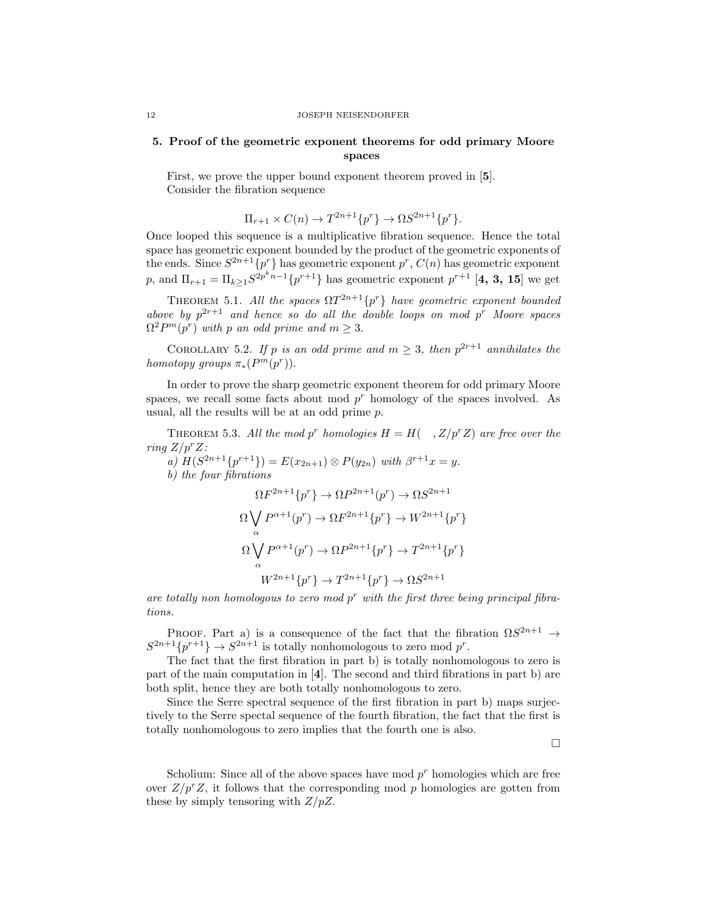## 5. Proof of the geometric exponent theorems for odd primary Moore spaces

First, we prove the upper bound exponent theorem proved in [**5**].

Consider the fibration sequence

$$\Pi_{r+1} \times C(n) \to T^{2n+1}\{p^r\} \to \Omega S^{2n+1}\{p^r\}.$$

Once looped this sequence is a multiplicative fibration sequence. Hence the total space has geometric exponent bounded by the product of the geometric exponents of the ends. Since $S^{2n+1}\{p^r\}$ has geometric exponent $p^r$, $C(n)$ has geometric exponent $p$, and $\Pi_{r+1} = \Pi_{k\geq 1} S^{2p^k n-1}\{p^{r+1}\}$ has geometric exponent $p^{r+1}$ [**4, 3, 15**] we get

Theorem 5.1. *All the spaces $\Omega T^{2n+1}\{p^r\}$ have geometric exponent bounded above by $p^{2r+1}$ and hence so do all the double loops on mod $p^r$ Moore spaces $\Omega^2 P^m(p^r)$ with $p$ an odd prime and $m \geq 3$.*

Corollary 5.2. *If $p$ is an odd prime and $m \geq 3$, then $p^{2r+1}$ annihilates the homotopy groups $\pi_*(P^m(p^r))$.*

In order to prove the sharp geometric exponent theorem for odd primary Moore spaces, we recall some facts about mod $p^r$ homology of the spaces involved. As usual, all the results will be at an odd prime $p$.

Theorem 5.3. *All the mod $p^r$ homologies $H = H(\quad, Z/p^r Z)$ are free over the ring $Z/p^r Z$:*

*a) $H(S^{2n+1}\{p^{r+1}\}) = E(x_{2n+1}) \otimes P(y_{2n})$ with $\beta^{r+1}x = y$.*

*b) the four fibrations*

$$\Omega F^{2n+1}\{p^r\} \to \Omega P^{2n+1}(p^r) \to \Omega S^{2n+1}$$

$$\Omega \bigvee_\alpha P^{\alpha+1}(p^r) \to \Omega F^{2n+1}\{p^r\} \to W^{2n+1}\{p^r\}$$

$$\Omega \bigvee_\alpha P^{\alpha+1}(p^r) \to \Omega P^{2n+1}\{p^r\} \to T^{2n+1}\{p^r\}$$

$$W^{2n+1}\{p^r\} \to T^{2n+1}\{p^r\} \to \Omega S^{2n+1}$$

*are totally non homologous to zero mod $p^r$ with the first three being principal fibrations.*

Proof. Part a) is a consequence of the fact that the fibration $\Omega S^{2n+1} \to S^{2n+1}\{p^{r+1}\} \to S^{2n+1}$ is totally nonhomologous to zero mod $p^r$.

The fact that the first fibration in part b) is totally nonhomologous to zero is part of the main computation in [**4**]. The second and third fibrations in part b) are both split, hence they are both totally nonhomologous to zero.

Since the Serre spectral sequence of the first fibration in part b) maps surjectively to the Serre spectral sequence of the fourth fibration, the fact that the first is totally nonhomologous to zero implies that the fourth one is also. □

Scholium: Since all of the above spaces have mod $p^r$ homologies which are free over $Z/p^r Z$, it follows that the corresponding mod $p$ homologies are gotten from these by simply tensoring with $Z/pZ$.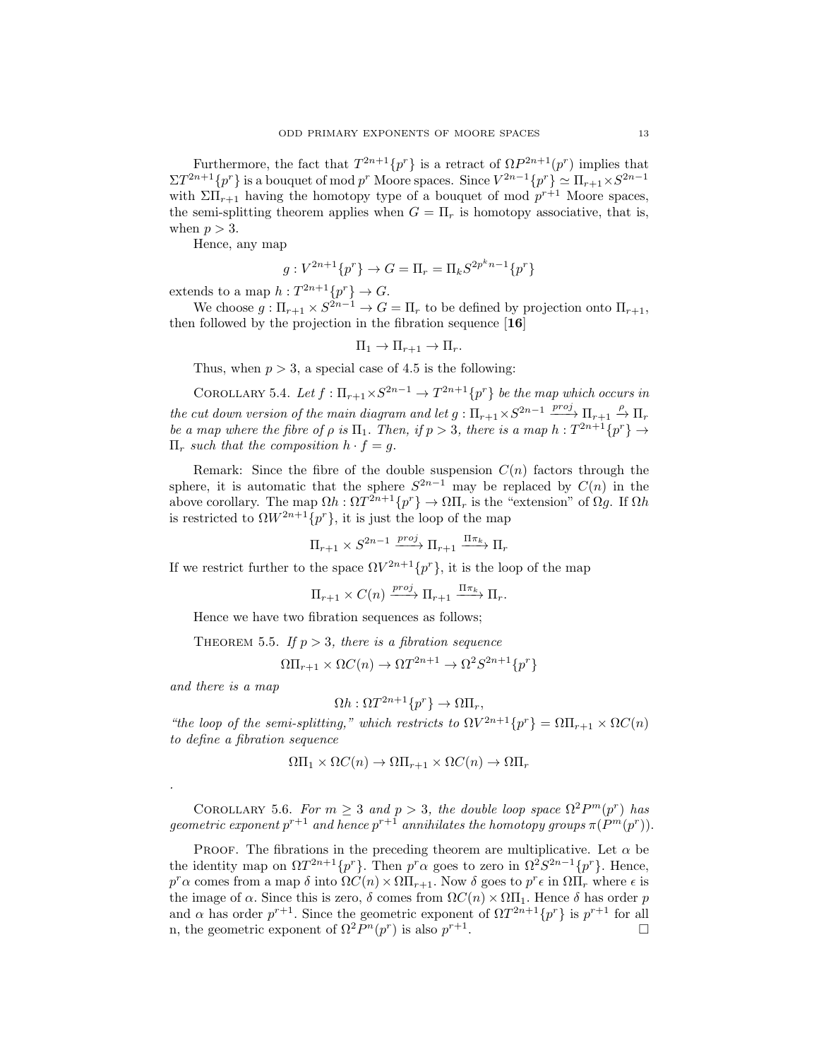Furthermore, the fact that $T^{2n+1}\{p^r\}$ is a retract of $\Omega P^{2n+1}(p^r)$ implies that $\Sigma T^{2n+1}\{p^r\}$ is a bouquet of mod $p^r$ Moore spaces. Since $V^{2n-1}\{p^r\} \simeq \Pi_{r+1} \times S^{2n-1}$ with $\Sigma\Pi_{r+1}$ having the homotopy type of a bouquet of mod $p^{r+1}$ Moore spaces, the semi-splitting theorem applies when $G = \Pi_r$ is homotopy associative, that is, when $p > 3$.

Hence, any map

$$g : V^{2n+1}\{p^r\} \to G = \Pi_r = \Pi_k S^{2p^k n-1}\{p^r\}$$

extends to a map $h : T^{2n+1}\{p^r\} \to G$.

We choose $g : \Pi_{r+1} \times S^{2n-1} \to G = \Pi_r$ to be defined by projection onto $\Pi_{r+1}$, then followed by the projection in the fibration sequence [**16**]

$$\Pi_1 \to \Pi_{r+1} \to \Pi_r.$$

Thus, when $p > 3$, a special case of 4.5 is the following:

Corollary 5.4. *Let $f : \Pi_{r+1} \times S^{2n-1} \to T^{2n+1}\{p^r\}$ be the map which occurs in the cut down version of the main diagram and let $g : \Pi_{r+1} \times S^{2n-1} \xrightarrow{proj} \Pi_{r+1} \xrightarrow{\rho} \Pi_r$ be a map where the fibre of $\rho$ is $\Pi_1$. Then, if $p > 3$, there is a map $h : T^{2n+1}\{p^r\} \to \Pi_r$ such that the composition $h \cdot f = g$.*

Remark: Since the fibre of the double suspension $C(n)$ factors through the sphere, it is automatic that the sphere $S^{2n-1}$ may be replaced by $C(n)$ in the above corollary. The map $\Omega h : \Omega T^{2n+1}\{p^r\} \to \Omega\Pi_r$ is the "extension" of $\Omega g$. If $\Omega h$ is restricted to $\Omega W^{2n+1}\{p^r\}$, it is just the loop of the map

$$\Pi_{r+1} \times S^{2n-1} \xrightarrow{proj} \Pi_{r+1} \xrightarrow{\Pi\pi_k} \Pi_r$$

If we restrict further to the space $\Omega V^{2n+1}\{p^r\}$, it is the loop of the map

$$\Pi_{r+1} \times C(n) \xrightarrow{proj} \Pi_{r+1} \xrightarrow{\Pi\pi_k} \Pi_r.$$

Hence we have two fibration sequences as follows;

Theorem 5.5. *If $p > 3$, there is a fibration sequence*

$$\Omega\Pi_{r+1} \times \Omega C(n) \to \Omega T^{2n+1} \to \Omega^2 S^{2n+1}\{p^r\}$$

*and there is a map*

$$\Omega h : \Omega T^{2n+1}\{p^r\} \to \Omega\Pi_r,$$

*"the loop of the semi-splitting," which restricts to $\Omega V^{2n+1}\{p^r\} = \Omega\Pi_{r+1} \times \Omega C(n)$ to define a fibration sequence*

$$\Omega\Pi_1 \times \Omega C(n) \to \Omega\Pi_{r+1} \times \Omega C(n) \to \Omega\Pi_r$$

.

Corollary 5.6. *For $m \geq 3$ and $p > 3$, the double loop space $\Omega^2 P^m(p^r)$ has geometric exponent $p^{r+1}$ and hence $p^{r+1}$ annihilates the homotopy groups $\pi(P^m(p^r))$.*

Proof. The fibrations in the preceding theorem are multiplicative. Let $\alpha$ be the identity map on $\Omega T^{2n+1}\{p^r\}$. Then $p^r\alpha$ goes to zero in $\Omega^2 S^{2n-1}\{p^r\}$. Hence, $p^r\alpha$ comes from a map $\delta$ into $\Omega C(n) \times \Omega\Pi_{r+1}$. Now $\delta$ goes to $p^r\epsilon$ in $\Omega\Pi_r$ where $\epsilon$ is the image of $\alpha$. Since this is zero, $\delta$ comes from $\Omega C(n) \times \Omega\Pi_1$. Hence $\delta$ has order $p$ and $\alpha$ has order $p^{r+1}$. Since the geometric exponent of $\Omega T^{2n+1}\{p^r\}$ is $p^{r+1}$ for all n, the geometric exponent of $\Omega^2 P^n(p^r)$ is also $p^{r+1}$. $\square$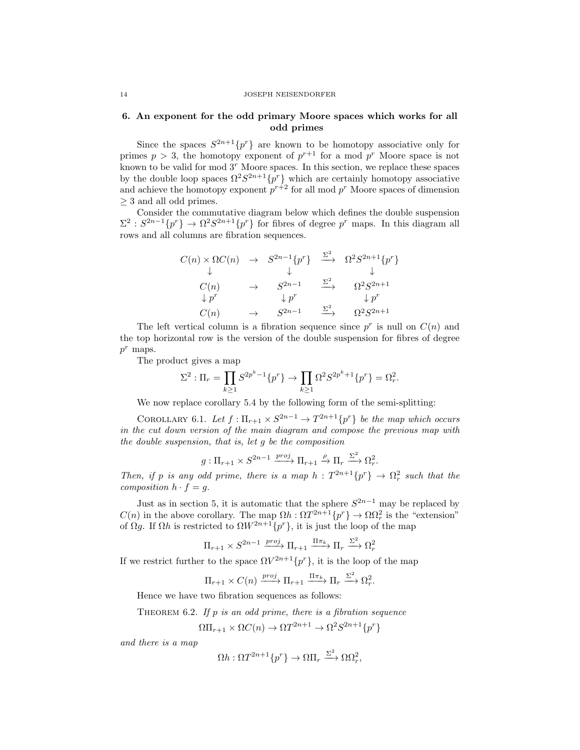## 6. An exponent for the odd primary Moore spaces which works for all odd primes

Since the spaces $S^{2n+1}\{p^r\}$ are known to be homotopy associative only for primes $p > 3$, the homotopy exponent of $p^{r+1}$ for a mod $p^r$ Moore space is not known to be valid for mod $3^r$ Moore spaces. In this section, we replace these spaces by the double loop spaces $\Omega^2 S^{2n+1}\{p^r\}$ which are certainly homotopy associative and achieve the homotopy exponent $p^{r+2}$ for all mod $p^r$ Moore spaces of dimension $\geq 3$ and all odd primes.

Consider the commutative diagram below which defines the double suspension $\Sigma^2 : S^{2n-1}\{p^r\} \to \Omega^2 S^{2n+1}\{p^r\}$ for fibres of degree $p^r$ maps. In this diagram all rows and all columns are fibration sequences.

$$\begin{array}{ccccc}
C(n) \times \Omega C(n) & \to & S^{2n-1}\{p^r\} & \xrightarrow{\Sigma^2} & \Omega^2 S^{2n+1}\{p^r\} \\
\downarrow & & \downarrow & & \downarrow \\
C(n) & \to & S^{2n-1} & \xrightarrow{\Sigma^2} & \Omega^2 S^{2n+1} \\
\downarrow p^r & & \downarrow p^r & & \downarrow p^r \\
C(n) & \to & S^{2n-1} & \xrightarrow{\Sigma^2} & \Omega^2 S^{2n+1}
\end{array}$$

The left vertical column is a fibration sequence since $p^r$ is null on $C(n)$ and the top horizontal row is the version of the double suspension for fibres of degree $p^r$ maps.

The product gives a map

$$\Sigma^2 : \Pi_r = \prod_{k \geq 1} S^{2p^k - 1}\{p^r\} \to \prod_{k \geq 1} \Omega^2 S^{2p^k+1}\{p^r\} = \Omega_r^2.$$

We now replace corollary 5.4 by the following form of the semi-splitting:

Corollary 6.1. *Let $f : \Pi_{r+1} \times S^{2n-1} \to T^{2n+1}\{p^r\}$ be the map which occurs in the cut down version of the main diagram and compose the previous map with the double suspension, that is, let $g$ be the composition*

$$g : \Pi_{r+1} \times S^{2n-1} \xrightarrow{proj} \Pi_{r+1} \xrightarrow{\rho} \Pi_r \xrightarrow{\Sigma^2} \Omega_r^2.$$

*Then, if $p$ is any odd prime, there is a map $h : T^{2n+1}\{p^r\} \to \Omega_r^2$ such that the composition $h \cdot f = g$.*

Just as in section 5, it is automatic that the sphere $S^{2n-1}$ may be replaced by $C(n)$ in the above corollary. The map $\Omega h : \Omega T^{2n+1}\{p^r\} \to \Omega\Omega_r^2$ is the "extension" of $\Omega g$. If $\Omega h$ is restricted to $\Omega W^{2n+1}\{p^r\}$, it is just the loop of the map

$$\Pi_{r+1} \times S^{2n-1} \xrightarrow{proj} \Pi_{r+1} \xrightarrow{\Pi\pi_k} \Pi_r \xrightarrow{\Sigma^2} \Omega_r^2$$

If we restrict further to the space $\Omega V^{2n+1}\{p^r\}$, it is the loop of the map

$$\Pi_{r+1} \times C(n) \xrightarrow{proj} \Pi_{r+1} \xrightarrow{\Pi\pi_k} \Pi_r \xrightarrow{\Sigma^2} \Omega_r^2.$$

Hence we have two fibration sequences as follows:

Theorem 6.2. *If $p$ is an odd prime, there is a fibration sequence*

$$\Omega\Pi_{r+1} \times \Omega C(n) \to \Omega T^{2n+1} \to \Omega^2 S^{2n+1}\{p^r\}$$

*and there is a map*

$$\Omega h : \Omega T^{2n+1}\{p^r\} \to \Omega\Pi_r \xrightarrow{\Sigma^2} \Omega\Omega_r^2,$$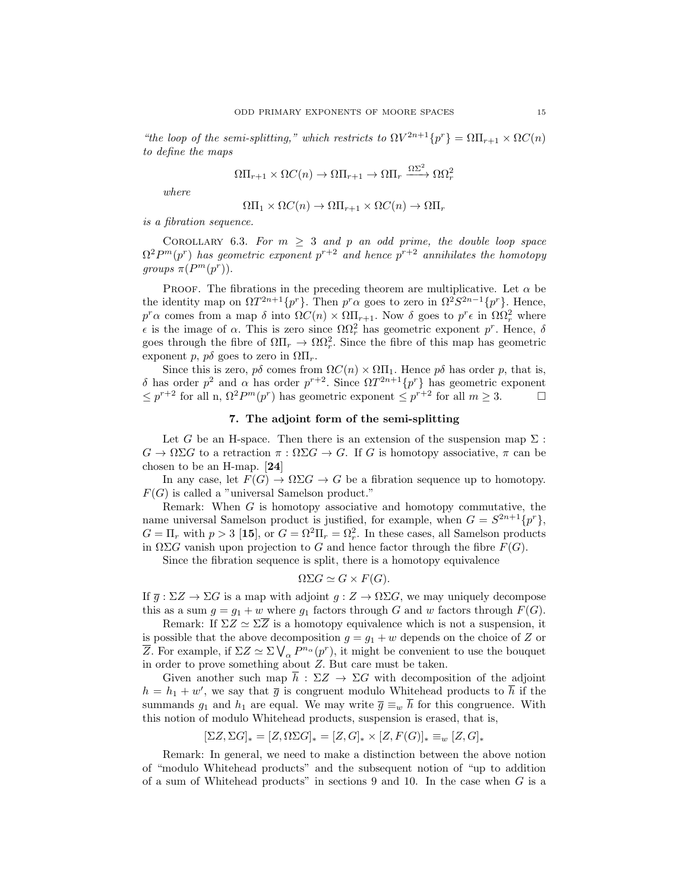*"the loop of the semi-splitting," which restricts to $\Omega V^{2n+1}\{p^r\} = \Omega\Pi_{r+1} \times \Omega C(n)$ to define the maps*

$$\Omega\Pi_{r+1} \times \Omega C(n) \to \Omega\Pi_{r+1} \to \Omega\Pi_r \xrightarrow{\Omega\Sigma^2} \Omega\Omega_r^2$$

*where*

$$\Omega\Pi_1 \times \Omega C(n) \to \Omega\Pi_{r+1} \times \Omega C(n) \to \Omega\Pi_r$$

*is a fibration sequence.*

Corollary 6.3. *For $m \geq 3$ and $p$ an odd prime, the double loop space $\Omega^2 P^m(p^r)$ has geometric exponent $p^{r+2}$ and hence $p^{r+2}$ annihilates the homotopy groups $\pi(P^m(p^r))$.*

Proof. The fibrations in the preceding theorem are multiplicative. Let $\alpha$ be the identity map on $\Omega T^{2n+1}\{p^r\}$. Then $p^r\alpha$ goes to zero in $\Omega^2 S^{2n-1}\{p^r\}$. Hence, $p^r\alpha$ comes from a map $\delta$ into $\Omega C(n) \times \Omega\Pi_{r+1}$. Now $\delta$ goes to $p^r\epsilon$ in $\Omega\Omega_r^2$ where $\epsilon$ is the image of $\alpha$. This is zero since $\Omega\Omega_r^2$ has geometric exponent $p^r$. Hence, $\delta$ goes through the fibre of $\Omega\Pi_r \to \Omega\Omega_r^2$. Since the fibre of this map has geometric exponent $p$, $p\delta$ goes to zero in $\Omega\Pi_r$.

Since this is zero, $p\delta$ comes from $\Omega C(n) \times \Omega\Pi_1$. Hence $p\delta$ has order $p$, that is, $\delta$ has order $p^2$ and $\alpha$ has order $p^{r+2}$. Since $\Omega T^{2n+1}\{p^r\}$ has geometric exponent $\leq p^{r+2}$ for all n, $\Omega^2 P^m(p^r)$ has geometric exponent $\leq p^{r+2}$ for all $m \geq 3$. □

## 7. The adjoint form of the semi-splitting

Let $G$ be an H-space. Then there is an extension of the suspension map $\Sigma : G \to \Omega\Sigma G$ to a retraction $\pi : \Omega\Sigma G \to G$. If $G$ is homotopy associative, $\pi$ can be chosen to be an H-map. [**24**]

In any case, let $F(G) \to \Omega\Sigma G \to G$ be a fibration sequence up to homotopy. $F(G)$ is called a "universal Samelson product."

Remark: When $G$ is homotopy associative and homotopy commutative, the name universal Samelson product is justified, for example, when $G = S^{2n+1}\{p^r\}$, $G = \Pi_r$ with $p > 3$ [**15**], or $G = \Omega^2\Pi_r = \Omega_r^2$. In these cases, all Samelson products in $\Omega\Sigma G$ vanish upon projection to $G$ and hence factor through the fibre $F(G)$.

Since the fibration sequence is split, there is a homotopy equivalence

$$\Omega\Sigma G \simeq G \times F(G).$$

If $\overline{g} : \Sigma Z \to \Sigma G$ is a map with adjoint $g : Z \to \Omega\Sigma G$, we may uniquely decompose this as a sum $g = g_1 + w$ where $g_1$ factors through $G$ and $w$ factors through $F(G)$.

Remark: If $\Sigma Z \simeq \Sigma\overline{Z}$ is a homotopy equivalence which is not a suspension, it is possible that the above decomposition $g = g_1 + w$ depends on the choice of $Z$ or $\overline{Z}$. For example, if $\Sigma Z \simeq \Sigma \bigvee_\alpha P^{n_\alpha}(p^r)$, it might be convenient to use the bouquet in order to prove something about $Z$. But care must be taken.

Given another such map $\overline{h} : \Sigma Z \to \Sigma G$ with decomposition of the adjoint $h = h_1 + w'$, we say that $\overline{g}$ is congruent modulo Whitehead products to $\overline{h}$ if the summands $g_1$ and $h_1$ are equal. We may write $\overline{g} \equiv_w \overline{h}$ for this congruence. With this notion of modulo Whitehead products, suspension is erased, that is,

$$[\Sigma Z, \Sigma G]_* = [Z, \Omega\Sigma G]_* = [Z, G]_* \times [Z, F(G)]_* \equiv_w [Z, G]_*$$

Remark: In general, we need to make a distinction between the above notion of "modulo Whitehead products" and the subsequent notion of "up to addition of a sum of Whitehead products" in sections 9 and 10. In the case when $G$ is a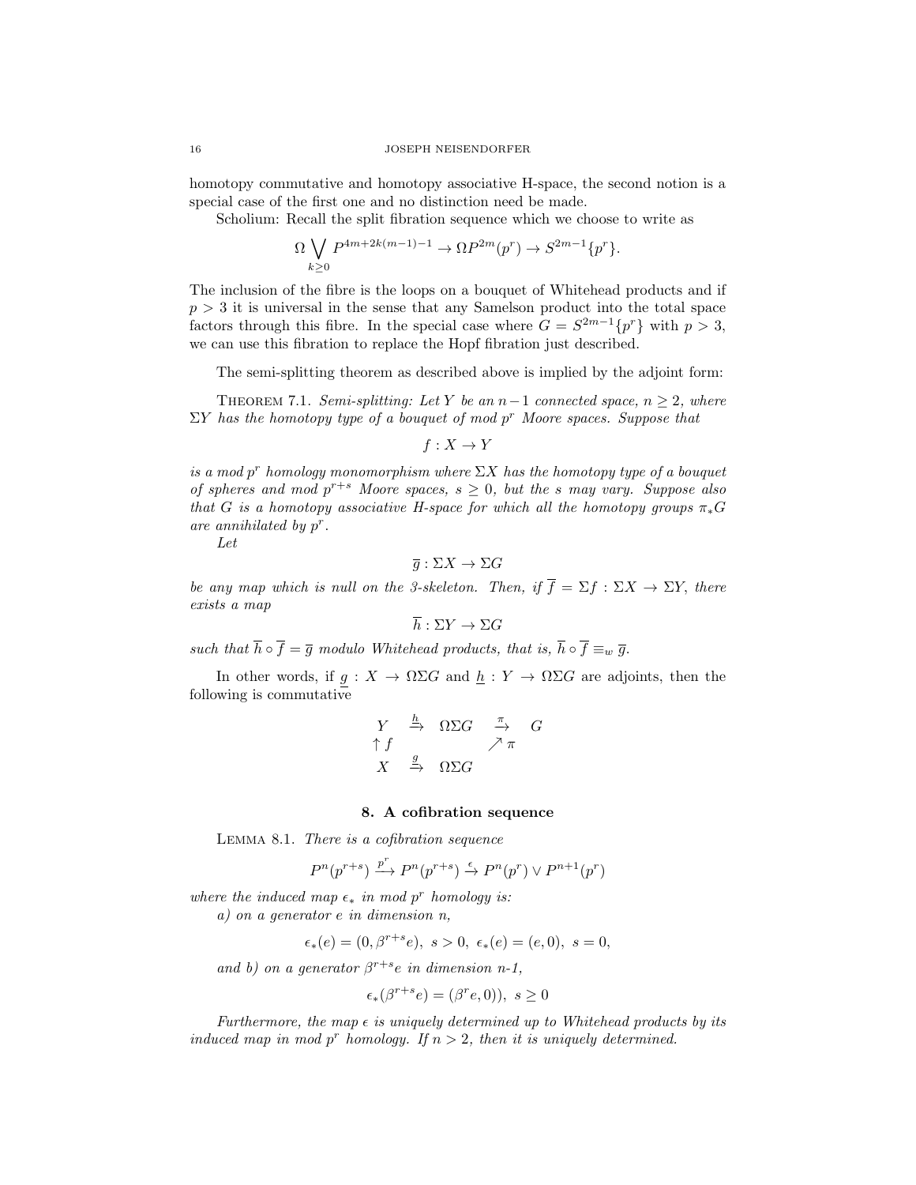homotopy commutative and homotopy associative H-space, the second notion is a special case of the first one and no distinction need be made.

Scholium: Recall the split fibration sequence which we choose to write as

$$\Omega \bigvee_{k \geq 0} P^{4m+2k(m-1)-1} \to \Omega P^{2m}(p^r) \to S^{2m-1}\{p^r\}.$$

The inclusion of the fibre is the loops on a bouquet of Whitehead products and if $p > 3$ it is universal in the sense that any Samelson product into the total space factors through this fibre. In the special case where $G = S^{2m-1}\{p^r\}$ with $p > 3$, we can use this fibration to replace the Hopf fibration just described.

The semi-splitting theorem as described above is implied by the adjoint form:

Theorem 7.1. *Semi-splitting: Let $Y$ be an $n-1$ connected space, $n \geq 2$, where $\Sigma Y$ has the homotopy type of a bouquet of mod $p^r$ Moore spaces. Suppose that*

$$f : X \to Y$$

*is a mod $p^r$ homology monomorphism where $\Sigma X$ has the homotopy type of a bouquet of spheres and mod $p^{r+s}$ Moore spaces, $s \geq 0$, but the $s$ may vary. Suppose also that $G$ is a homotopy associative H-space for which all the homotopy groups $\pi_* G$ are annihilated by $p^r$.*

*Let*

$$\overline{g} : \Sigma X \to \Sigma G$$

*be any map which is null on the 3-skeleton. Then, if $\overline{f} = \Sigma f : \Sigma X \to \Sigma Y$, there exists a map*

$$\overline{h} : \Sigma Y \to \Sigma G$$

*such that $\overline{h} \circ \overline{f} = \overline{g}$ modulo Whitehead products, that is, $\overline{h} \circ \overline{f} \equiv_w \overline{g}$.*

In other words, if $\underline{g} : X \to \Omega\Sigma G$ and $\underline{h} : Y \to \Omega\Sigma G$ are adjoints, then the following is commutative

$$\begin{array}{ccccc} Y & \xrightarrow{\underline{h}} & \Omega\Sigma G & \xrightarrow{\pi} & G \\ \uparrow f & & & \nearrow \pi & \\ X & \xrightarrow{\underline{g}} & \Omega\Sigma G & & \end{array}$$

## 8. A cofibration sequence

Lemma 8.1. *There is a cofibration sequence*

$$P^n(p^{r+s}) \xrightarrow{p^r} P^n(p^{r+s}) \xrightarrow{\epsilon} P^n(p^r) \vee P^{n+1}(p^r)$$

*where the induced map $\epsilon_*$ in mod $p^r$ homology is:*

*a) on a generator $e$ in dimension $n$,*

$$\epsilon_*(e) = (0, \beta^{r+s}e),\ s > 0,\ \epsilon_*(e) = (e, 0),\ s = 0,$$

*and b) on a generator $\beta^{r+s}e$ in dimension n-1,*

$$\epsilon_*(\beta^{r+s}e) = (\beta^r e, 0)),\ s \geq 0$$

*Furthermore, the map $\epsilon$ is uniquely determined up to Whitehead products by its induced map in mod $p^r$ homology. If $n > 2$, then it is uniquely determined.*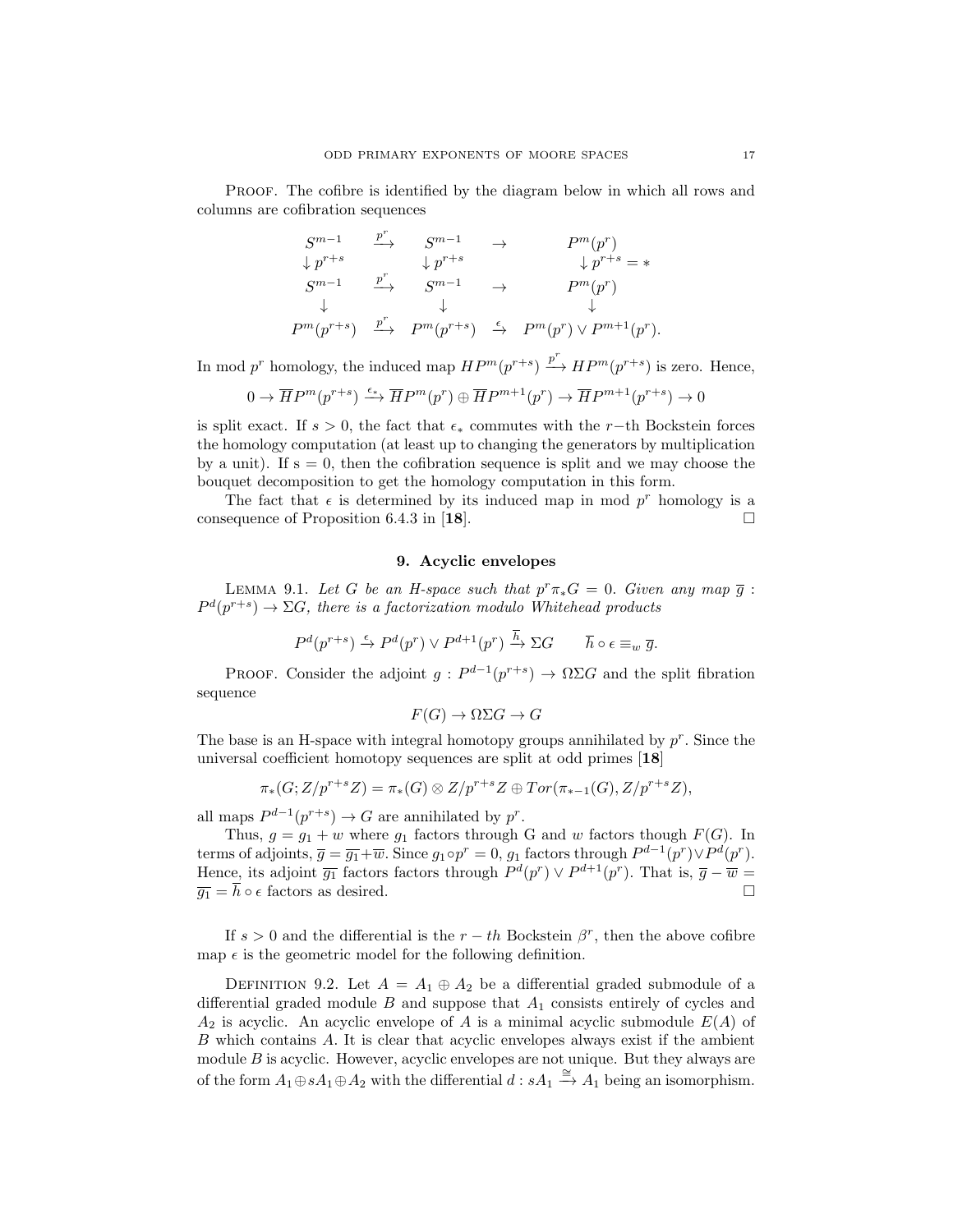Proof. The cofibre is identified by the diagram below in which all rows and columns are cofibration sequences

$$
\begin{array}{ccccc}
S^{m-1} & \xrightarrow{p^r} & S^{m-1} & \to & P^m(p^r) \\
\downarrow p^{r+s} & & \downarrow p^{r+s} & & \downarrow p^{r+s} = * \\
S^{m-1} & \xrightarrow{p^r} & S^{m-1} & \to & P^m(p^r) \\
\downarrow & & \downarrow & & \downarrow \\
P^m(p^{r+s}) & \xrightarrow{p^r} & P^m(p^{r+s}) & \xrightarrow{\epsilon} & P^m(p^r) \vee P^{m+1}(p^r).
\end{array}
$$

In mod $p^r$ homology, the induced map $HP^m(p^{r+s}) \xrightarrow{p^r} HP^m(p^{r+s})$ is zero. Hence,

$$0 \to \overline{H}P^m(p^{r+s}) \xrightarrow{\epsilon_*} \overline{H}P^m(p^r) \oplus \overline{H}P^{m+1}(p^r) \to \overline{H}P^{m+1}(p^{r+s}) \to 0$$

is split exact. If $s > 0$, the fact that $\epsilon_*$ commutes with the $r-$th Bockstein forces the homology computation (at least up to changing the generators by multiplication by a unit). If s = 0, then the cofibration sequence is split and we may choose the bouquet decomposition to get the homology computation in this form.

The fact that $\epsilon$ is determined by its induced map in mod $p^r$ homology is a consequence of Proposition 6.4.3 in [**18**]. □

## 9. Acyclic envelopes

Lemma 9.1. *Let $G$ be an H-space such that $p^r\pi_*G = 0$. Given any map $\overline{g}$ : $P^d(p^{r+s}) \to \Sigma G$, there is a factorization modulo Whitehead products*

$$P^d(p^{r+s}) \xrightarrow{\epsilon} P^d(p^r) \vee P^{d+1}(p^r) \xrightarrow{\overline{h}} \Sigma G \qquad \overline{h} \circ \epsilon \equiv_w \overline{g}.$$

Proof. Consider the adjoint $g : P^{d-1}(p^{r+s}) \to \Omega\Sigma G$ and the split fibration sequence

$$F(G) \to \Omega\Sigma G \to G$$

The base is an H-space with integral homotopy groups annihilated by $p^r$. Since the universal coefficient homotopy sequences are split at odd primes [**18**]

$$\pi_*(G; Z/p^{r+s}Z) = \pi_*(G) \otimes Z/p^{r+s}Z \oplus Tor(\pi_{*-1}(G), Z/p^{r+s}Z),$$

all maps $P^{d-1}(p^{r+s}) \to G$ are annihilated by $p^r$.

Thus, $g = g_1 + w$ where $g_1$ factors through G and $w$ factors though $F(G)$. In terms of adjoints, $\overline{g} = \overline{g_1} + \overline{w}$. Since $g_1 \circ p^r = 0$, $g_1$ factors through $P^{d-1}(p^r) \vee P^d(p^r)$. Hence, its adjoint $\overline{g_1}$ factors factors through $P^d(p^r) \vee P^{d+1}(p^r)$. That is, $\overline{g} - \overline{w} = \overline{g_1} = \overline{h} \circ \epsilon$ factors as desired. □

If $s > 0$ and the differential is the $r-th$ Bockstein $\beta^r$, then the above cofibre map $\epsilon$ is the geometric model for the following definition.

Definition 9.2. Let $A = A_1 \oplus A_2$ be a differential graded submodule of a differential graded module $B$ and suppose that $A_1$ consists entirely of cycles and $A_2$ is acyclic. An acyclic envelope of $A$ is a minimal acyclic submodule $E(A)$ of $B$ which contains $A$. It is clear that acyclic envelopes always exist if the ambient module $B$ is acyclic. However, acyclic envelopes are not unique. But they always are of the form $A_1 \oplus sA_1 \oplus A_2$ with the differential $d : sA_1 \xrightarrow{\cong} A_1$ being an isomorphism.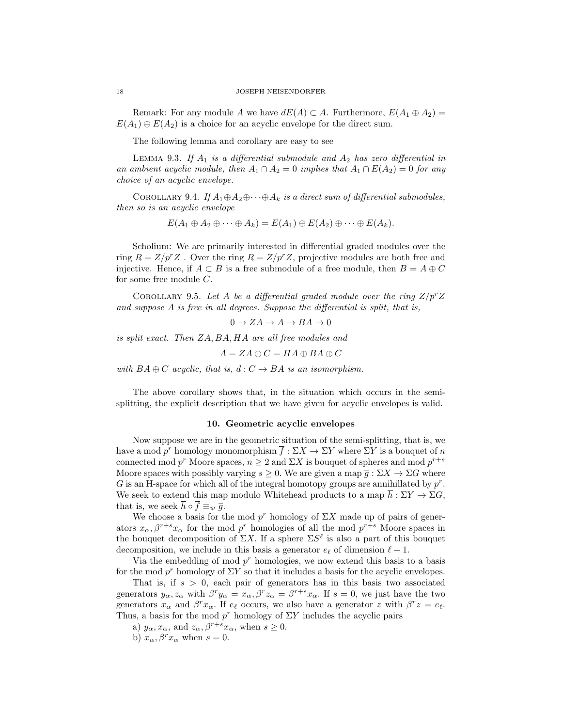Remark: For any module $A$ we have $dE(A) \subset A$. Furthermore, $E(A_1 \oplus A_2) = E(A_1) \oplus E(A_2)$ is a choice for an acyclic envelope for the direct sum.

The following lemma and corollary are easy to see

Lemma 9.3. *If $A_1$ is a differential submodule and $A_2$ has zero differential in an ambient acyclic module, then $A_1 \cap A_2 = 0$ implies that $A_1 \cap E(A_2) = 0$ for any choice of an acyclic envelope.*

Corollary 9.4. *If $A_1 \oplus A_2 \oplus \cdots \oplus A_k$ is a direct sum of differential submodules, then so is an acyclic envelope*

$$E(A_1 \oplus A_2 \oplus \cdots \oplus A_k) = E(A_1) \oplus E(A_2) \oplus \cdots \oplus E(A_k).$$

Scholium: We are primarily interested in differential graded modules over the ring $R = Z/p^r Z$ . Over the ring $R = Z/p^r Z$, projective modules are both free and injective. Hence, if $A \subset B$ is a free submodule of a free module, then $B = A \oplus C$ for some free module $C$.

Corollary 9.5. *Let $A$ be a differential graded module over the ring $Z/p^r Z$ and suppose $A$ is free in all degrees. Suppose the differential is split, that is,*

$$0 \to ZA \to A \to BA \to 0$$

*is split exact. Then $ZA, BA, HA$ are all free modules and*

$$A = ZA \oplus C = HA \oplus BA \oplus C$$

*with $BA \oplus C$ acyclic, that is, $d : C \to BA$ is an isomorphism.*

The above corollary shows that, in the situation which occurs in the semi-splitting, the explicit description that we have given for acyclic envelopes is valid.

## 10. Geometric acyclic envelopes

Now suppose we are in the geometric situation of the semi-splitting, that is, we have a mod $p^r$ homology monomorphism $\overline{f} : \Sigma X \to \Sigma Y$ where $\Sigma Y$ is a bouquet of $n$ connected mod $p^r$ Moore spaces, $n \geq 2$ and $\Sigma X$ is bouquet of spheres and mod $p^{r+s}$ Moore spaces with possibly varying $s \geq 0$. We are given a map $\overline{g} : \Sigma X \to \Sigma G$ where $G$ is an H-space for which all of the integral homotopy groups are annihillated by $p^r$. We seek to extend this map modulo Whitehead products to a map $\overline{h} : \Sigma Y \to \Sigma G$, that is, we seek $\overline{h} \circ \overline{f} \equiv_w \overline{g}$.

We choose a basis for the mod $p^r$ homology of $\Sigma X$ made up of pairs of generators $x_\alpha, \beta^{r+s} x_\alpha$ for the mod $p^r$ homologies of all the mod $p^{r+s}$ Moore spaces in the bouquet decomposition of $\Sigma X$. If a sphere $\Sigma S^\ell$ is also a part of this bouquet decomposition, we include in this basis a generator $e_\ell$ of dimension $\ell + 1$.

Via the embedding of mod $p^r$ homologies, we now extend this basis to a basis for the mod $p^r$ homology of $\Sigma Y$ so that it includes a basis for the acyclic envelopes.

That is, if $s > 0$, each pair of generators has in this basis two associated generators $y_\alpha, z_\alpha$ with $\beta^r y_\alpha = x_\alpha, \beta^r z_\alpha = \beta^{r+s} x_\alpha$. If $s = 0$, we just have the two generators $x_\alpha$ and $\beta^r x_\alpha$. If $e_\ell$ occurs, we also have a generator $z$ with $\beta^r z = e_\ell$. Thus, a basis for the mod $p^r$ homology of $\Sigma Y$ includes the acyclic pairs

a) $y_\alpha, x_\alpha$, and $z_\alpha, \beta^{r+s} x_\alpha$, when $s \geq 0$.

b) $x_\alpha, \beta^r x_\alpha$ when $s = 0$.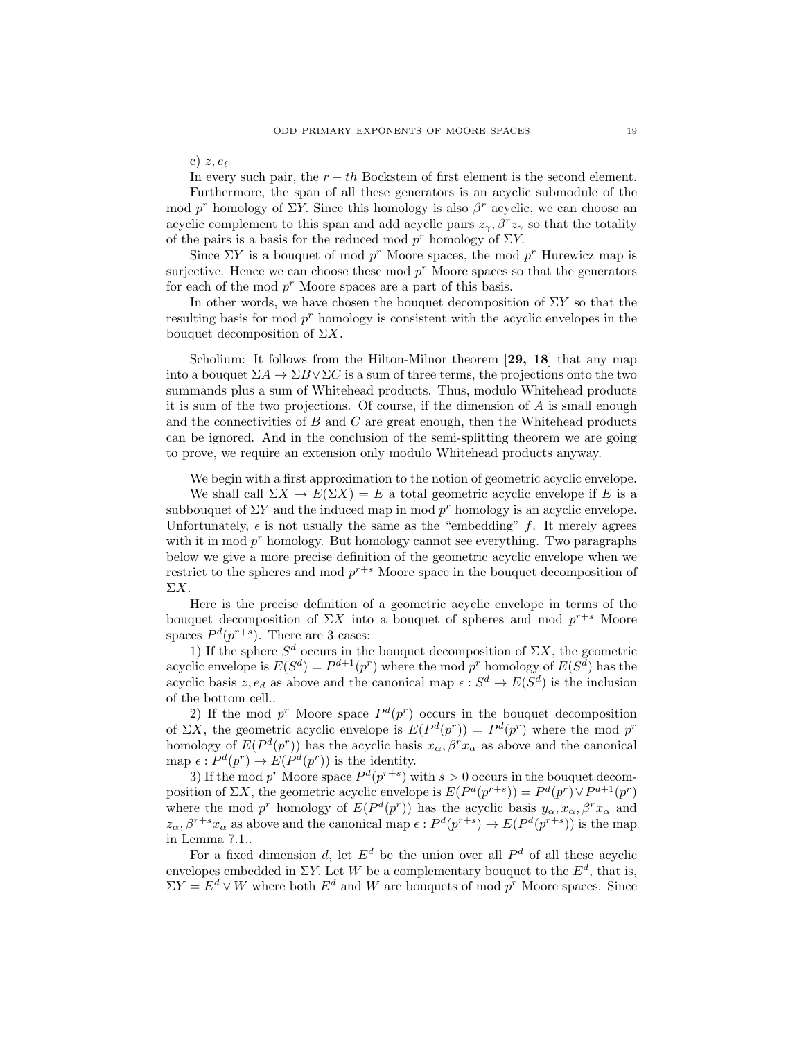c) $z, e_\ell$

In every such pair, the $r-th$ Bockstein of first element is the second element.

Furthermore, the span of all these generators is an acyclic submodule of the mod $p^r$ homology of $\Sigma Y$. Since this homology is also $\beta^r$ acyclic, we can choose an acyclic complement to this span and add acycllc pairs $z_\gamma, \beta^r z_\gamma$ so that the totality of the pairs is a basis for the reduced mod $p^r$ homology of $\Sigma Y$.

Since $\Sigma Y$ is a bouquet of mod $p^r$ Moore spaces, the mod $p^r$ Hurewicz map is surjective. Hence we can choose these mod $p^r$ Moore spaces so that the generators for each of the mod $p^r$ Moore spaces are a part of this basis.

In other words, we have chosen the bouquet decomposition of $\Sigma Y$ so that the resulting basis for mod $p^r$ homology is consistent with the acyclic envelopes in the bouquet decomposition of $\Sigma X$.

Scholium: It follows from the Hilton-Milnor theorem [**29, 18**] that any map into a bouquet $\Sigma A \to \Sigma B \vee \Sigma C$ is a sum of three terms, the projections onto the two summands plus a sum of Whitehead products. Thus, modulo Whitehead products it is sum of the two projections. Of course, if the dimension of $A$ is small enough and the connectivities of $B$ and $C$ are great enough, then the Whitehead products can be ignored. And in the conclusion of the semi-splitting theorem we are going to prove, we require an extension only modulo Whitehead products anyway.

We begin with a first approximation to the notion of geometric acyclic envelope.

We shall call $\Sigma X \to E(\Sigma X) = E$ a total geometric acyclic envelope if $E$ is a subbouquet of $\Sigma Y$ and the induced map in mod $p^r$ homology is an acyclic envelope. Unfortunately, $\epsilon$ is not usually the same as the "embedding" $\overline{f}$. It merely agrees with it in mod $p^r$ homology. But homology cannot see everything. Two paragraphs below we give a more precise definition of the geometric acyclic envelope when we restrict to the spheres and mod $p^{r+s}$ Moore space in the bouquet decomposition of $\Sigma X$.

Here is the precise definition of a geometric acyclic envelope in terms of the bouquet decomposition of $\Sigma X$ into a bouquet of spheres and mod $p^{r+s}$ Moore spaces $P^d(p^{r+s})$. There are 3 cases:

1) If the sphere $S^d$ occurs in the bouquet decomposition of $\Sigma X$, the geometric acyclic envelope is $E(S^d) = P^{d+1}(p^r)$ where the mod $p^r$ homology of $E(S^d)$ has the acyclic basis $z, e_d$ as above and the canonical map $\epsilon : S^d \to E(S^d)$ is the inclusion of the bottom cell..

2) If the mod $p^r$ Moore space $P^d(p^r)$ occurs in the bouquet decomposition of $\Sigma X$, the geometric acyclic envelope is $E(P^d(p^r)) = P^d(p^r)$ where the mod $p^r$ homology of $E(P^d(p^r))$ has the acyclic basis $x_\alpha, \beta^r x_\alpha$ as above and the canonical map $\epsilon : P^d(p^r) \to E(P^d(p^r))$ is the identity.

3) If the mod $p^r$ Moore space $P^d(p^{r+s})$ with $s > 0$ occurs in the bouquet decomposition of $\Sigma X$, the geometric acyclic envelope is $E(P^d(p^{r+s})) = P^d(p^r) \vee P^{d+1}(p^r)$ where the mod $p^r$ homology of $E(P^d(p^r))$ has the acyclic basis $y_\alpha, x_\alpha, \beta^r x_\alpha$ and $z_\alpha, \beta^{r+s} x_\alpha$ as above and the canonical map $\epsilon : P^d(p^{r+s}) \to E(P^d(p^{r+s}))$ is the map in Lemma 7.1..

For a fixed dimension $d$, let $E^d$ be the union over all $P^d$ of all these acyclic envelopes embedded in $\Sigma Y$. Let $W$ be a complementary bouquet to the $E^d$, that is, $\Sigma Y = E^d \vee W$ where both $E^d$ and $W$ are bouquets of mod $p^r$ Moore spaces. Since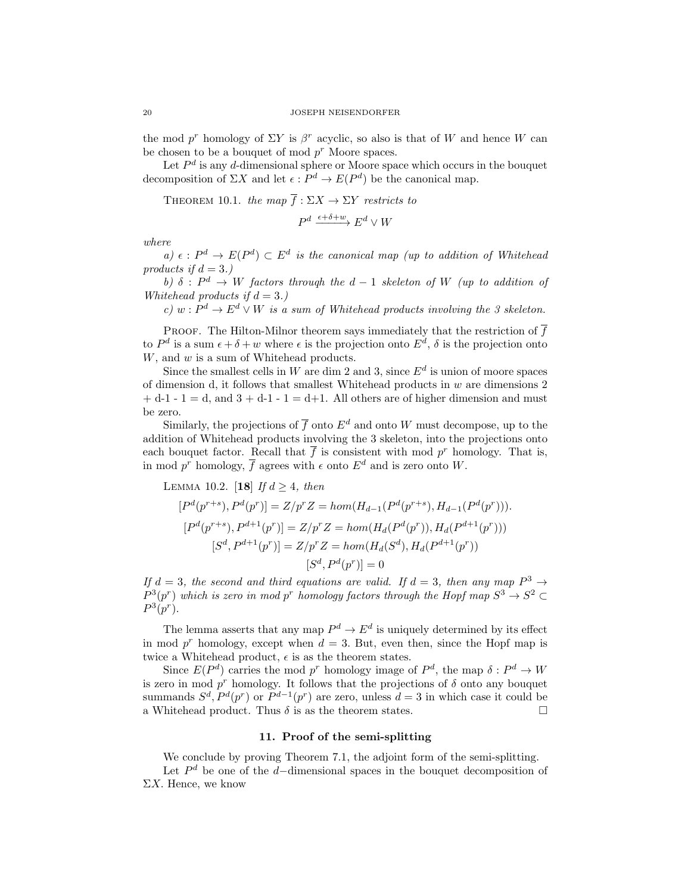the mod $p^r$ homology of $\Sigma Y$ is $\beta^r$ acyclic, so also is that of $W$ and hence $W$ can be chosen to be a bouquet of mod $p^r$ Moore spaces.

Let $P^d$ is any $d$-dimensional sphere or Moore space which occurs in the bouquet decomposition of $\Sigma X$ and let $\epsilon : P^d \to E(P^d)$ be the canonical map.

Theorem 10.1. *the map $\overline{f} : \Sigma X \to \Sigma Y$ restricts to*

$$P^d \xrightarrow{\epsilon+\delta+w} E^d \vee W$$

*where*

*a) $\epsilon : P^d \to E(P^d) \subset E^d$ is the canonical map (up to addition of Whitehead products if $d = 3$.)*

*b) $\delta : P^d \to W$ factors through the $d-1$ skeleton of $W$ (up to addition of Whitehead products if $d = 3$.)*

*c) $w : P^d \to E^d \vee W$ is a sum of Whitehead products involving the 3 skeleton.*

Proof. The Hilton-Milnor theorem says immediately that the restriction of $\overline{f}$ to $P^d$ is a sum $\epsilon + \delta + w$ where $\epsilon$ is the projection onto $E^d$, $\delta$ is the projection onto $W$, and $w$ is a sum of Whitehead products.

Since the smallest cells in $W$ are dim 2 and 3, since $E^d$ is union of moore spaces of dimension d, it follows that smallest Whitehead products in $w$ are dimensions 2 + d-1 - 1 = d, and 3 + d-1 - 1 = d+1. All others are of higher dimension and must be zero.

Similarly, the projections of $\overline{f}$ onto $E^d$ and onto $W$ must decompose, up to the addition of Whitehead products involving the 3 skeleton, into the projections onto each bouquet factor. Recall that $\overline{f}$ is consistent with mod $p^r$ homology. That is, in mod $p^r$ homology, $\overline{f}$ agrees with $\epsilon$ onto $E^d$ and is zero onto $W$.

Lemma 10.2. [18] *If $d \geq 4$, then*

$$[P^d(p^{r+s}), P^d(p^r)] = Z/p^rZ = hom(H_{d-1}(P^d(p^{r+s}), H_{d-1}(P^d(p^r))).$$

$$[P^d(p^{r+s}), P^{d+1}(p^r)] = Z/p^rZ = hom(H_d(P^d(p^r)), H_d(P^{d+1}(p^r)))$$

$$[S^d, P^{d+1}(p^r)] = Z/p^rZ = hom(H_d(S^d), H_d(P^{d+1}(p^r))$$

$$[S^d, P^d(p^r)] = 0$$

*If $d = 3$, the second and third equations are valid. If $d = 3$, then any map $P^3 \to P^3(p^r)$ which is zero in mod $p^r$ homology factors through the Hopf map $S^3 \to S^2 \subset P^3(p^r)$.*

The lemma asserts that any map $P^d \to E^d$ is uniquely determined by its effect in mod $p^r$ homology, except when $d = 3$. But, even then, since the Hopf map is twice a Whitehead product, $\epsilon$ is as the theorem states.

Since $E(P^d)$ carries the mod $p^r$ homology image of $P^d$, the map $\delta : P^d \to W$ is zero in mod $p^r$ homology. It follows that the projections of $\delta$ onto any bouquet summands $S^d, P^d(p^r)$ or $P^{d-1}(p^r)$ are zero, unless $d = 3$ in which case it could be a Whitehead product. Thus $\delta$ is as the theorem states. ☐

## 11. Proof of the semi-splitting

We conclude by proving Theorem 7.1, the adjoint form of the semi-splitting.

Let $P^d$ be one of the $d-$dimensional spaces in the bouquet decomposition of $\Sigma X$. Hence, we know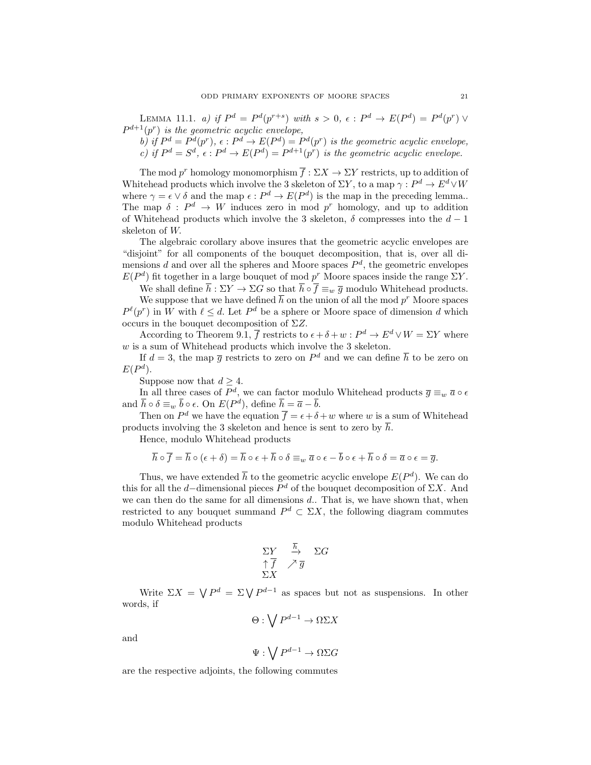LEMMA 11.1. *a) if $P^d = P^d(p^{r+s})$ with $s > 0$, $\epsilon : P^d \to E(P^d) = P^d(p^r) \vee P^{d+1}(p^r)$ is the geometric acyclic envelope,*

*b) if $P^d = P^d(p^r)$, $\epsilon : P^d \to E(P^d) = P^d(p^r)$ is the geometric acyclic envelope,*

*c) if $P^d = S^d$, $\epsilon : P^d \to E(P^d) = P^{d+1}(p^r)$ is the geometric acyclic envelope.*

The mod $p^r$ homology monomorphism $\overline{f} : \Sigma X \to \Sigma Y$ restricts, up to addition of Whitehead products which involve the 3 skeleton of $\Sigma Y$, to a map $\gamma : P^d \to E^d \vee W$ where $\gamma = \epsilon \vee \delta$ and the map $\epsilon : P^d \to E(P^d)$ is the map in the preceding lemma.. The map $\delta : P^d \to W$ induces zero in mod $p^r$ homology, and up to addition of Whitehead products which involve the 3 skeleton, $\delta$ compresses into the $d-1$ skeleton of $W$.

The algebraic corollary above insures that the geometric acyclic envelopes are "disjoint" for all components of the bouquet decomposition, that is, over all dimensions $d$ and over all the spheres and Moore spaces $P^d$, the geometric envelopes $E(P^d)$ fit together in a large bouquet of mod $p^r$ Moore spaces inside the range $\Sigma Y$.

We shall define $\overline{h} : \Sigma Y \to \Sigma G$ so that $\overline{h} \circ \overline{f} \equiv_w \overline{g}$ modulo Whitehead products.

We suppose that we have defined $\overline{h}$ on the union of all the mod $p^r$ Moore spaces $P^\ell(p^r)$ in $W$ with $\ell \leq d$. Let $P^d$ be a sphere or Moore space of dimension $d$ which occurs in the bouquet decomposition of $\Sigma Z$.

According to Theorem 9.1, $\overline{f}$ restricts to $\epsilon + \delta + w : P^d \to E^d \vee W = \Sigma Y$ where $w$ is a sum of Whitehead products which involve the 3 skeleton.

If $d = 3$, the map $\overline{g}$ restricts to zero on $P^d$ and we can define $\overline{h}$ to be zero on $E(P^d)$.

Suppose now that $d \geq 4$.

In all three cases of $P^d$, we can factor modulo Whitehead products $\overline{g} \equiv_w \overline{a} \circ \epsilon$ and $\overline{h} \circ \delta \equiv_w \overline{b} \circ \epsilon$. On $E(P^d)$, define $\overline{h} = \overline{a} - \overline{b}$.

Then on $P^d$ we have the equation $\overline{f} = \epsilon + \delta + w$ where $w$ is a sum of Whitehead products involving the 3 skeleton and hence is sent to zero by $\overline{h}$.

Hence, modulo Whitehead products

$$\overline{h} \circ \overline{f} = \overline{h} \circ (\epsilon + \delta) = \overline{h} \circ \epsilon + \overline{h} \circ \delta \equiv_w \overline{a} \circ \epsilon - \overline{b} \circ \epsilon + \overline{h} \circ \delta = \overline{a} \circ \epsilon = \overline{g}.$$

Thus, we have extended $\overline{h}$ to the geometric acyclic envelope $E(P^d)$. We can do this for all the $d-$dimensional pieces $P^d$ of the bouquet decomposition of $\Sigma X$. And we can then do the same for all dimensions $d$.. That is, we have shown that, when restricted to any bouquet summand $P^d \subset \Sigma X$, the following diagram commutes modulo Whitehead products

$$\begin{array}{ccc} \Sigma Y & \xrightarrow{\overline{h}} & \Sigma G \\ \uparrow \overline{f} & \nearrow \overline{g} & \\ \Sigma X & & \end{array}$$

Write $\Sigma X = \bigvee P^d = \Sigma \bigvee P^{d-1}$ as spaces but not as suspensions. In other words, if

$$\Theta : \bigvee P^{d-1} \to \Omega\Sigma X$$

and

$$\Psi : \bigvee P^{d-1} \to \Omega\Sigma G$$

are the respective adjoints, the following commutes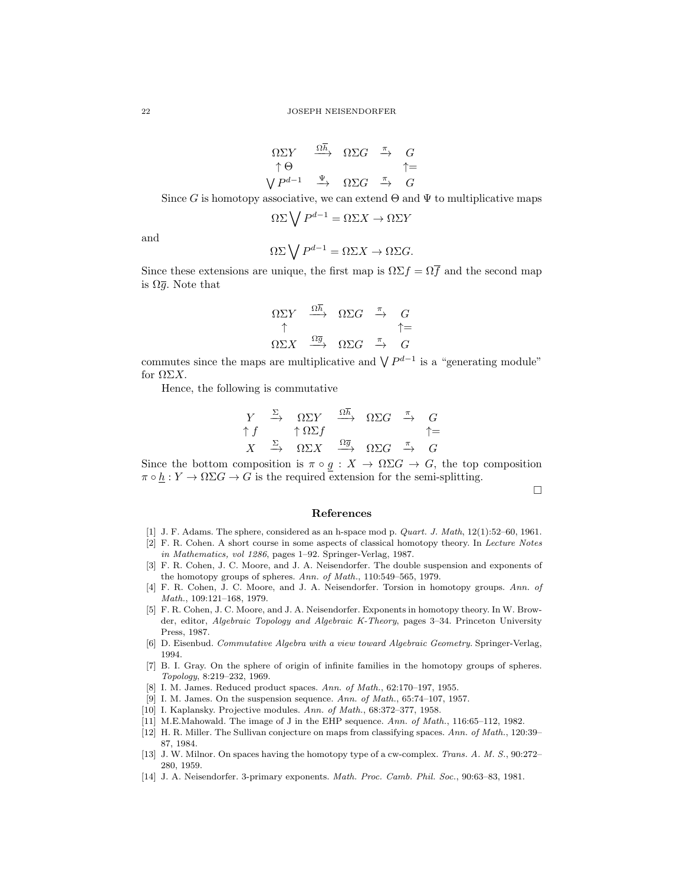$$
\begin{array}{ccccc}
\Omega\Sigma Y & \xrightarrow{\Omega\overline{h}} & \Omega\Sigma G & \xrightarrow{\pi} & G \\
\uparrow \Theta & & & & \uparrow= \\
\bigvee P^{d-1} & \xrightarrow{\Psi} & \Omega\Sigma G & \xrightarrow{\pi} & G
\end{array}
$$

Since $G$ is homotopy associative, we can extend $\Theta$ and $\Psi$ to multiplicative maps

$$\Omega\Sigma \bigvee P^{d-1} = \Omega\Sigma X \to \Omega\Sigma Y$$

and

$$\Omega\Sigma \bigvee P^{d-1} = \Omega\Sigma X \to \Omega\Sigma G.$$

Since these extensions are unique, the first map is $\Omega\Sigma f = \Omega\overline{f}$ and the second map is $\Omega\overline{g}$. Note that

$$
\begin{array}{ccccc}
\Omega\Sigma Y & \xrightarrow{\Omega\overline{h}} & \Omega\Sigma G & \xrightarrow{\pi} & G \\
\uparrow & & & & \uparrow= \\
\Omega\Sigma X & \xrightarrow{\Omega\overline{g}} & \Omega\Sigma G & \xrightarrow{\pi} & G
\end{array}
$$

commutes since the maps are multiplicative and $\bigvee P^{d-1}$ is a "generating module" for $\Omega\Sigma X$.

Hence, the following is commutative

$$
\begin{array}{ccccccc}
Y & \xrightarrow{\Sigma} & \Omega\Sigma Y & \xrightarrow{\Omega\overline{h}} & \Omega\Sigma G & \xrightarrow{\pi} & G \\
\uparrow f & & \uparrow \Omega\Sigma f & & & & \uparrow= \\
X & \xrightarrow{\Sigma} & \Omega\Sigma X & \xrightarrow{\Omega\overline{g}} & \Omega\Sigma G & \xrightarrow{\pi} & G
\end{array}
$$

Since the bottom composition is $\pi \circ \underline{g} : X \to \Omega\Sigma G \to G$, the top composition $\pi \circ \underline{h} : Y \to \Omega\Sigma G \to G$ is the required extension for the semi-splitting.

□

## References

[1] J. F. Adams. The sphere, considered as an h-space mod p. *Quart. J. Math*, 12(1):52–60, 1961.
[2] F. R. Cohen. A short course in some aspects of classical homotopy theory. In *Lecture Notes in Mathematics, vol 1286*, pages 1–92. Springer-Verlag, 1987.
[3] F. R. Cohen, J. C. Moore, and J. A. Neisendorfer. The double suspension and exponents of the homotopy groups of spheres. *Ann. of Math.*, 110:549–565, 1979.
[4] F. R. Cohen, J. C. Moore, and J. A. Neisendorfer. Torsion in homotopy groups. *Ann. of Math.*, 109:121–168, 1979.
[5] F. R. Cohen, J. C. Moore, and J. A. Neisendorfer. Exponents in homotopy theory. In W. Browder, editor, *Algebraic Topology and Algebraic K-Theory*, pages 3–34. Princeton University Press, 1987.
[6] D. Eisenbud. *Commutative Algebra with a view toward Algebraic Geometry.* Springer-Verlag, 1994.
[7] B. I. Gray. On the sphere of origin of infinite families in the homotopy groups of spheres. *Topology*, 8:219–232, 1969.
[8] I. M. James. Reduced product spaces. *Ann. of Math.*, 62:170–197, 1955.
[9] I. M. James. On the suspension sequence. *Ann. of Math.*, 65:74–107, 1957.
[10] I. Kaplansky. Projective modules. *Ann. of Math.*, 68:372–377, 1958.
[11] M.E.Mahowald. The image of J in the EHP sequence. *Ann. of Math.*, 116:65–112, 1982.
[12] H. R. Miller. The Sullivan conjecture on maps from classifying spaces. *Ann. of Math.*, 120:39–87, 1984.
[13] J. W. Milnor. On spaces having the homotopy type of a cw-complex. *Trans. A. M. S.*, 90:272–280, 1959.
[14] J. A. Neisendorfer. 3-primary exponents. *Math. Proc. Camb. Phil. Soc.*, 90:63–83, 1981.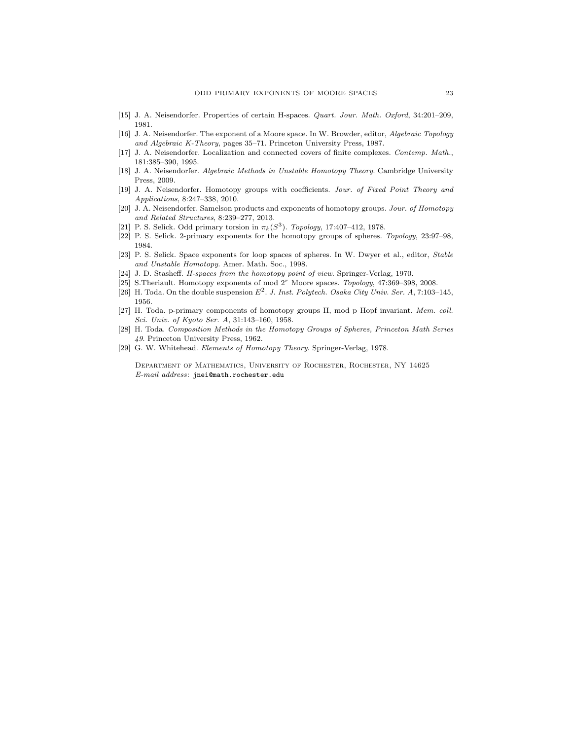[15] J. A. Neisendorfer. Properties of certain H-spaces. *Quart. Jour. Math. Oxford*, 34:201–209, 1981.

[16] J. A. Neisendorfer. The exponent of a Moore space. In W. Browder, editor, *Algebraic Topology and Algebraic K-Theory*, pages 35–71. Princeton University Press, 1987.

[17] J. A. Neisendorfer. Localization and connected covers of finite complexes. *Contemp. Math.*, 181:385–390, 1995.

[18] J. A. Neisendorfer. *Algebraic Methods in Unstable Homotopy Theory*. Cambridge University Press, 2009.

[19] J. A. Neisendorfer. Homotopy groups with coefficients. *Jour. of Fixed Point Theory and Applications*, 8:247–338, 2010.

[20] J. A. Neisendorfer. Samelson products and exponents of homotopy groups. *Jour. of Homotopy and Related Structures*, 8:239–277, 2013.

[21] P. S. Selick. Odd primary torsion in $\pi_k(S^3)$. *Topology*, 17:407–412, 1978.

[22] P. S. Selick. 2-primary exponents for the homotopy groups of spheres. *Topology*, 23:97–98, 1984.

[23] P. S. Selick. Space exponents for loop spaces of spheres. In W. Dwyer et al., editor, *Stable and Unstable Homotopy*. Amer. Math. Soc., 1998.

[24] J. D. Stasheff. *H-spaces from the homotopy point of view*. Springer-Verlag, 1970.

[25] S.Theriault. Homotopy exponents of mod $2^r$ Moore spaces. *Topology*, 47:369–398, 2008.

[26] H. Toda. On the double suspension $E^2$. *J. Inst. Polytech. Osaka City Univ. Ser. A*, 7:103–145, 1956.

[27] H. Toda. p-primary components of homotopy groups II, mod p Hopf invariant. *Mem. coll. Sci. Univ. of Kyoto Ser. A*, 31:143–160, 1958.

[28] H. Toda. *Composition Methods in the Homotopy Groups of Spheres, Princeton Math Series 49*. Princeton University Press, 1962.

[29] G. W. Whitehead. *Elements of Homotopy Theory*. Springer-Verlag, 1978.

Department of Mathematics, University of Rochester, Rochester, NY 14625
*E-mail address*: jnei@math.rochester.edu